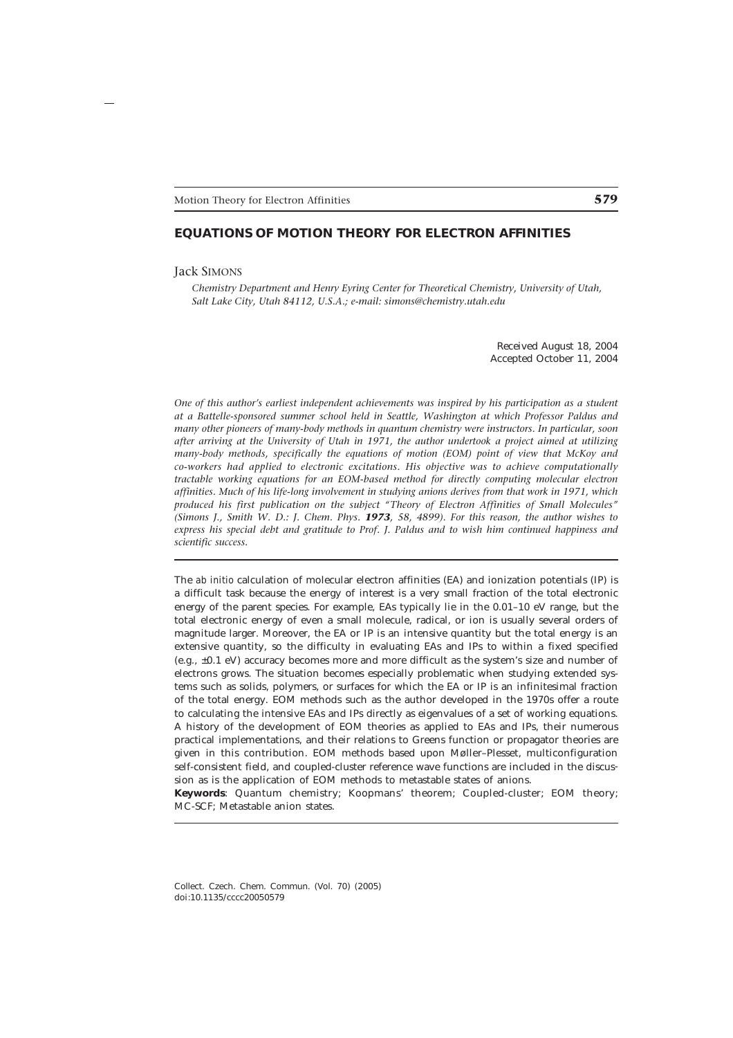# EQUATIONS OF MOTION THEORY FOR ELECTRON AFFINITIES

Jack SIMONS

*Chemistry Department and Henry Eyring Center for Theoretical Chemistry, University of Utah, Salt Lake City, Utah 84112, U.S.A.; e-mail: simons@chemistry.utah.edu*

Received August 18, 2004
Accepted October 11, 2004

*One of this author's earliest independent achievements was inspired by his participation as a student at a Battelle-sponsored summer school held in Seattle, Washington at which Professor Paldus and many other pioneers of many-body methods in quantum chemistry were instructors. In particular, soon after arriving at the University of Utah in 1971, the author undertook a project aimed at utilizing many-body methods, specifically the equations of motion (EOM) point of view that McKoy and co-workers had applied to electronic excitations. His objective was to achieve computationally tractable working equations for an EOM-based method for directly computing molecular electron affinities. Much of his life-long involvement in studying anions derives from that work in 1971, which produced his first publication on the subject "Theory of Electron Affinities of Small Molecules" (Simons J., Smith W. D.: J. Chem. Phys.* ***1973****, 58, 4899). For this reason, the author wishes to express his special debt and gratitude to Prof. J. Paldus and to wish him continued happiness and scientific success.*

The *ab initio* calculation of molecular electron affinities (EA) and ionization potentials (IP) is a difficult task because the energy of interest is a very small fraction of the total electronic energy of the parent species. For example, EAs typically lie in the 0.01–10 eV range, but the total electronic energy of even a small molecule, radical, or ion is usually several orders of magnitude larger. Moreover, the EA or IP is an intensive quantity but the total energy is an extensive quantity, so the difficulty in evaluating EAs and IPs to within a fixed specified (e.g., ±0.1 eV) accuracy becomes more and more difficult as the system's size and number of electrons grows. The situation becomes especially problematic when studying extended systems such as solids, polymers, or surfaces for which the EA or IP is an infinitesimal fraction of the total energy. EOM methods such as the author developed in the 1970s offer a route to calculating the intensive EAs and IPs directly as eigenvalues of a set of working equations. A history of the development of EOM theories as applied to EAs and IPs, their numerous practical implementations, and their relations to Greens function or propagator theories are given in this contribution. EOM methods based upon Møller–Plesset, multiconfiguration self-consistent field, and coupled-cluster reference wave functions are included in the discussion as is the application of EOM methods to metastable states of anions.

**Keywords**: Quantum chemistry; Koopmans' theorem; Coupled-cluster; EOM theory; MC-SCF; Metastable anion states.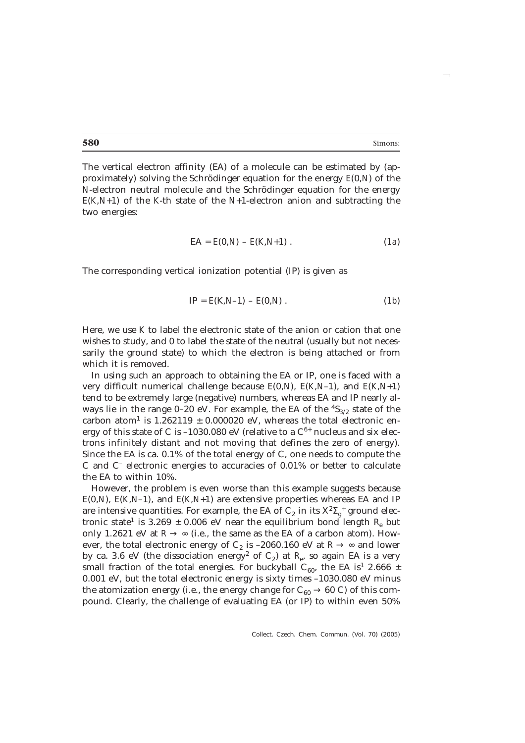The vertical electron affinity (EA) of a molecule can be estimated by (approximately) solving the Schrödinger equation for the energy $E(0,N)$ of the $N$-electron neutral molecule and the Schrödinger equation for the energy $E(K,N+1)$ of the $K$-th state of the $N+1$-electron anion and subtracting the two energies:

$$\mathrm{EA} = E(0,N) - E(K,N+1)\ . \tag{1a}$$

The corresponding vertical ionization potential (IP) is given as

$$\mathrm{IP} = E(K,N-1) - E(0,N)\ . \tag{1b}$$

Here, we use $K$ to label the electronic state of the anion or cation that one wishes to study, and 0 to label the state of the neutral (usually but not necessarily the ground state) to which the electron is being attached or from which it is removed.

In using such an approach to obtaining the EA or IP, one is faced with a very difficult numerical challenge because $E(0,N)$, $E(K,N-1)$, and $E(K,N+1)$ tend to be extremely large (negative) numbers, whereas EA and IP nearly always lie in the range 0–20 eV. For example, the EA of the $^4S_{3/2}$ state of the carbon atom[1] is 1.262119 ± 0.000020 eV, whereas the total electronic energy of this state of C is –1030.080 eV (relative to a $C^{6+}$ nucleus and six electrons infinitely distant and not moving that defines the zero of energy). Since the EA is ca. 0.1% of the total energy of C, one needs to compute the C and $C^-$ electronic energies to accuracies of 0.01% or better to calculate the EA to within 10%.

However, the problem is even worse than this example suggests because $E(0,N)$, $E(K,N-1)$, and $E(K,N+1)$ are extensive properties whereas EA and IP are intensive quantities. For example, the EA of $C_2$ in its $X^2\Sigma_g^+$ ground electronic state[1] is 3.269 ± 0.006 eV near the equilibrium bond length $R_e$ but only 1.2621 eV at $R \to \infty$ (i.e., the same as the EA of a carbon atom). However, the total electronic energy of $C_2$ is –2060.160 eV at $R \to \infty$ and lower by ca. 3.6 eV (the dissociation energy[2] of $C_2$) at $R_e$, so again EA is a very small fraction of the total energies. For buckyball $C_{60}$, the EA is[1] 2.666 ± 0.001 eV, but the total electronic energy is sixty times –1030.080 eV minus the atomization energy (i.e., the energy change for $C_{60} \to 60$ C) of this compound. Clearly, the challenge of evaluating EA (or IP) to within even 50%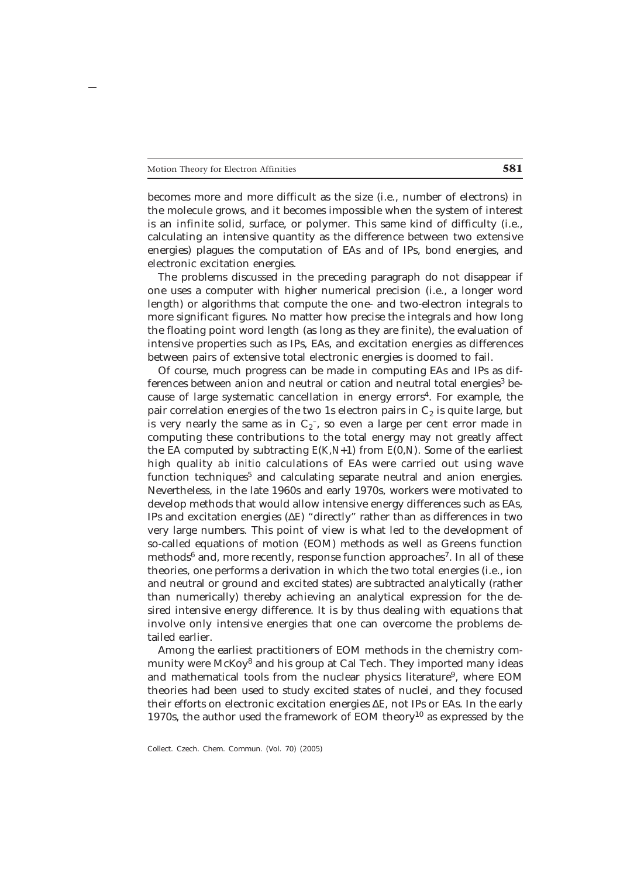becomes more and more difficult as the size (i.e., number of electrons) in the molecule grows, and it becomes impossible when the system of interest is an infinite solid, surface, or polymer. This same kind of difficulty (i.e., calculating an intensive quantity as the difference between two extensive energies) plagues the computation of EAs and of IPs, bond energies, and electronic excitation energies.

The problems discussed in the preceding paragraph do not disappear if one uses a computer with higher numerical precision (i.e., a longer word length) or algorithms that compute the one- and two-electron integrals to more significant figures. No matter how precise the integrals and how long the floating point word length (as long as they are finite), the evaluation of intensive properties such as IPs, EAs, and excitation energies as differences between pairs of extensive total electronic energies is doomed to fail.

Of course, much progress can be made in computing EAs and IPs as differences between anion and neutral or cation and neutral total energies[3] because of large systematic cancellation in energy errors[4]. For example, the pair correlation energies of the two 1s electron pairs in $C_2$ is quite large, but is very nearly the same as in $C_2^-$, so even a large per cent error made in computing these contributions to the total energy may not greatly affect the EA computed by subtracting $E(K,N+1)$ from $E(0,N)$. Some of the earliest high quality *ab initio* calculations of EAs were carried out using wave function techniques[5] and calculating separate neutral and anion energies. Nevertheless, in the late 1960s and early 1970s, workers were motivated to develop methods that would allow intensive energy differences such as EAs, IPs and excitation energies ($\Delta E$) "directly" rather than as differences in two very large numbers. This point of view is what led to the development of so-called equations of motion (EOM) methods as well as Greens function methods[6] and, more recently, response function approaches[7]. In all of these theories, one performs a derivation in which the two total energies (i.e., ion and neutral or ground and excited states) are subtracted analytically (rather than numerically) thereby achieving an analytical expression for the desired intensive energy difference. It is by thus dealing with equations that involve only intensive energies that one can overcome the problems detailed earlier.

Among the earliest practitioners of EOM methods in the chemistry community were McKoy[8] and his group at Cal Tech. They imported many ideas and mathematical tools from the nuclear physics literature[9], where EOM theories had been used to study excited states of nuclei, and they focused their efforts on electronic excitation energies $\Delta E$, not IPs or EAs. In the early 1970s, the author used the framework of EOM theory[10] as expressed by the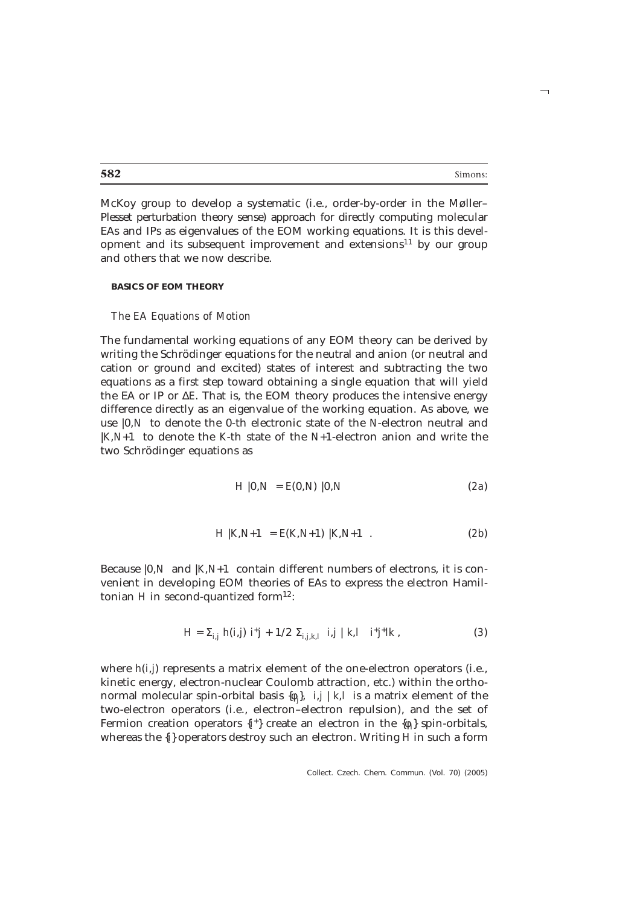McKoy group to develop a systematic (i.e., order-by-order in the Møller–Plesset perturbation theory sense) approach for directly computing molecular EAs and IPs as eigenvalues of the EOM working equations. It is this development and its subsequent improvement and extensions[11] by our group and others that we now describe.

## BASICS OF EOM THEORY

### *The EA Equations of Motion*

The fundamental working equations of any EOM theory can be derived by writing the Schrödinger equations for the neutral and anion (or neutral and cation or ground and excited) states of interest and subtracting the two equations as a first step toward obtaining a single equation that will yield the EA or IP or ΔE. That is, the EOM theory produces the intensive energy difference directly as an eigenvalue of the working equation. As above, we use $|0,N\rangle$ to denote the 0-th electronic state of the $N$-electron neutral and $|K,N+1\rangle$ to denote the $K$-th state of the $N+1$-electron anion and write the two Schrödinger equations as

$$H\ |0,N\rangle = E(0,N)\ |0,N\rangle \tag{2a}$$

$$H\ |K,N+1\rangle = E(K,N+1)\ |K,N+1\rangle\ . \tag{2b}$$

Because $|0,N\rangle$ and $|K,N+1\rangle$ contain different numbers of electrons, it is convenient in developing EOM theories of EAs to express the electron Hamiltonian $H$ in second-quantized form[12]:

$$H = \Sigma_{i,j}\ h(i,j)\ i^+j + 1/2\ \Sigma_{i,j,k,l}\ \langle i,j\ |\ k,l\rangle\ i^+j^+lk\ , \tag{3}$$

where $h(i,j)$ represents a matrix element of the one-electron operators (i.e., kinetic energy, electron-nuclear Coulomb attraction, etc.) within the orthonormal molecular spin-orbital basis $\{\phi_j\}$, $\langle i,j\ |\ k,l\rangle$ is a matrix element of the two-electron operators (i.e., electron–electron repulsion), and the set of Fermion creation operators $\{i^+\}$ create an electron in the $\{\phi_i\}$ spin-orbitals, whereas the $\{i\}$ operators destroy such an electron. Writing $H$ in such a form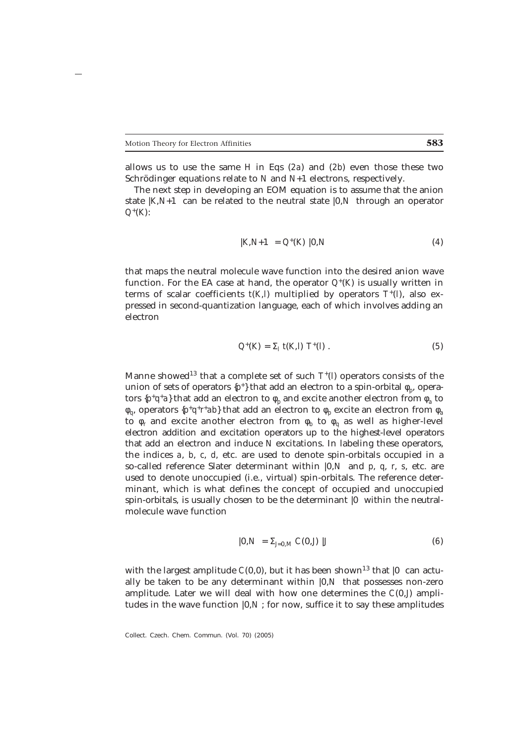allows us to use the same $H$ in Eqs (*2a*) and (*2b*) even those these two Schrödinger equations relate to $N$ and $N$+1 electrons, respectively.

The next step in developing an EOM equation is to assume that the anion state $|K,N+1\rangle$ can be related to the neutral state $|0,N\rangle$ through an operator $Q^+(K)$:

$$|K,N+1\rangle = Q^+(K)\ |0,N\rangle \tag{4}$$

that maps the neutral molecule wave function into the desired anion wave function. For the EA case at hand, the operator $Q^+(K)$ is usually written in terms of scalar coefficients $t(K,l)$ multiplied by operators $T^+(l)$, also expressed in second-quantization language, each of which involves adding an electron

$$Q^+(K) = \Sigma_l\ t(K,l)\ T^+(l)\ . \tag{5}$$

Manne showed[13] that a complete set of such $T^+(l)$ operators consists of the union of sets of operators $\{p^+\}$ that add an electron to a spin-orbital $\phi_p$, operators $\{p^+q^+a\}$ that add an electron to $\phi_p$ and excite another electron from $\phi_a$ to $\phi_q$, operators $\{p^+q^+r^+ab\}$ that add an electron to $\phi_p$ excite an electron from $\phi_a$ to $\phi_r$ and excite another electron from $\phi_b$ to $\phi_q$ as well as higher-level electron addition and excitation operators up to the highest-level operators that add an electron and induce $N$ excitations. In labeling these operators, the indices $a$, $b$, $c$, $d$, etc. are used to denote spin-orbitals occupied in a so-called reference Slater determinant within $|0,N\rangle$ and $p$, $q$, $r$, $s$, etc. are used to denote unoccupied (i.e., virtual) spin-orbitals. The reference determinant, which is what defines the concept of occupied and unoccupied spin-orbitals, is usually chosen to be the determinant $|0\rangle$ within the neutral-molecule wave function

$$|0,N\rangle = \Sigma_{J=0,M}\ C(0,J)\ |J\rangle \tag{6}$$

with the largest amplitude $C(0,0)$, but it has been shown[13] that $|0\rangle$ can actually be taken to be any determinant within $|0,N\rangle$ that possesses non-zero amplitude. Later we will deal with how one determines the $C(0,J)$ amplitudes in the wave function $|0,N\rangle$; for now, suffice it to say these amplitudes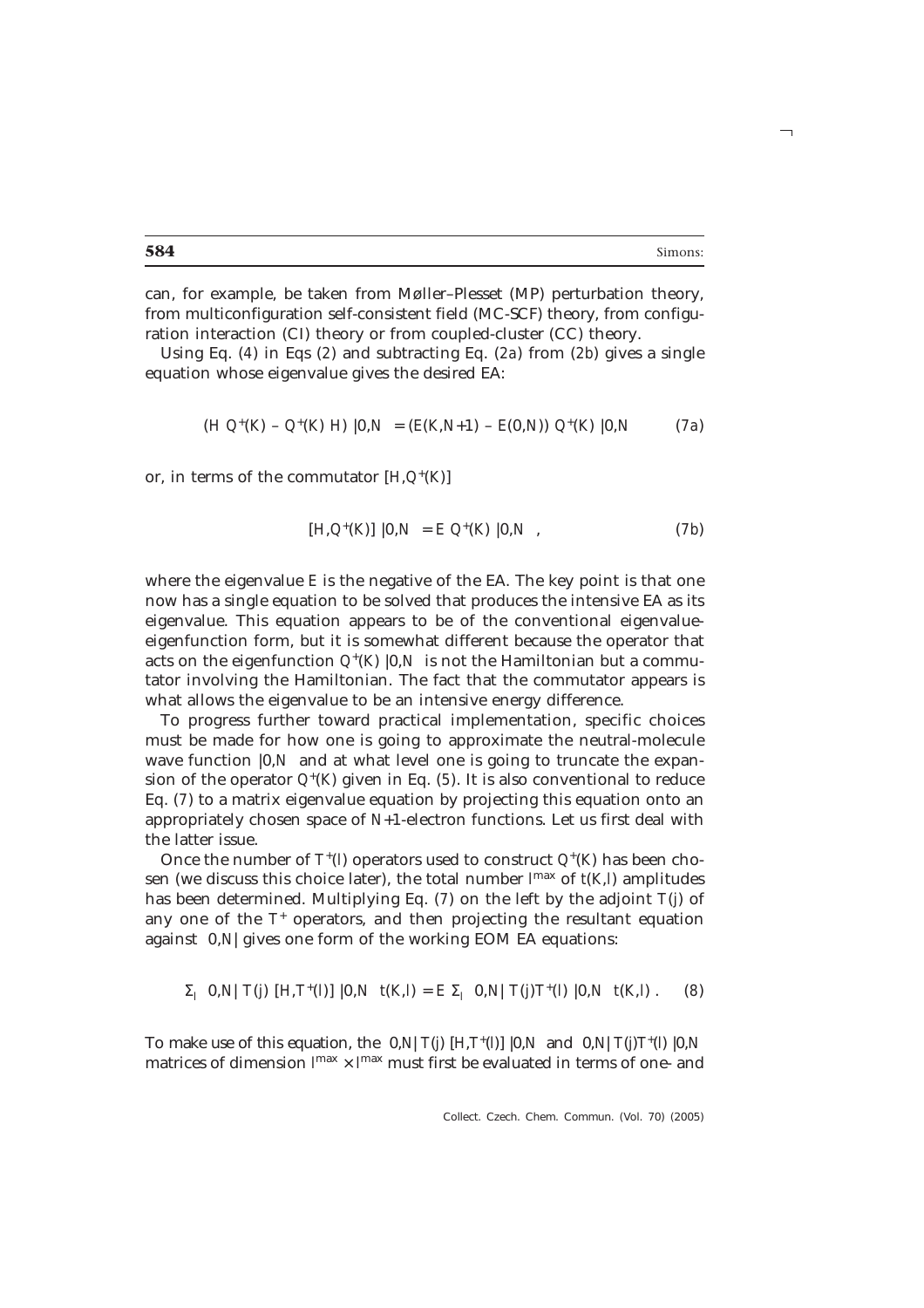can, for example, be taken from Møller–Plesset (MP) perturbation theory, from multiconfiguration self-consistent field (MC-SCF) theory, from configuration interaction (CI) theory or from coupled-cluster (CC) theory.

Using Eq. (4) in Eqs (2) and subtracting Eq. (2a) from (2b) gives a single equation whose eigenvalue gives the desired EA:

$$(H\ Q^+(K) - Q^+(K)\ H)\ |0,N\rangle = (E(K,N+1) - E(0,N))\ Q^+(K)\ |0,N\rangle \tag{7a}$$

or, in terms of the commutator $[H,Q^+(K)]$

$$[H,Q^+(K)]\ |0,N\rangle = E\ Q^+(K)\ |0,N\rangle\ , \tag{7b}$$

where the eigenvalue $E$ is the negative of the EA. The key point is that one now has a single equation to be solved that produces the intensive EA as its eigenvalue. This equation appears to be of the conventional eigenvalue-eigenfunction form, but it is somewhat different because the operator that acts on the eigenfunction $Q^+(K)\ |0,N\rangle$ is not the Hamiltonian but a commutator involving the Hamiltonian. The fact that the commutator appears is what allows the eigenvalue to be an intensive energy difference.

To progress further toward practical implementation, specific choices must be made for how one is going to approximate the neutral-molecule wave function $|0,N\rangle$ and at what level one is going to truncate the expansion of the operator $Q^+(K)$ given in Eq. (5). It is also conventional to reduce Eq. (7) to a matrix eigenvalue equation by projecting this equation onto an appropriately chosen space of $N$+1-electron functions. Let us first deal with the latter issue.

Once the number of $T^+(l)$ operators used to construct $Q^+(K)$ has been chosen (we discuss this choice later), the total number $l^{max}$ of $t(K,l)$ amplitudes has been determined. Multiplying Eq. (7) on the left by the adjoint $T(j)$ of any one of the $T^+$ operators, and then projecting the resultant equation against $\langle 0,N|$ gives one form of the working EOM EA equations:

$$\Sigma_l\ \langle 0,N|\ T(j)\ [H,T^+(l)]\ |0,N\rangle\ t(K,l) = E\ \Sigma_l\ \langle 0,N|\ T(j)T^+(l)\ |0,N\rangle\ t(K,l)\ . \tag{8}$$

To make use of this equation, the $\langle 0,N|\ T(j)\ [H,T^+(l)]\ |0,N\rangle$ and $\langle 0,N|\ T(j)T^+(l)\ |0,N\rangle$ matrices of dimension $l^{max} \times l^{max}$ must first be evaluated in terms of one- and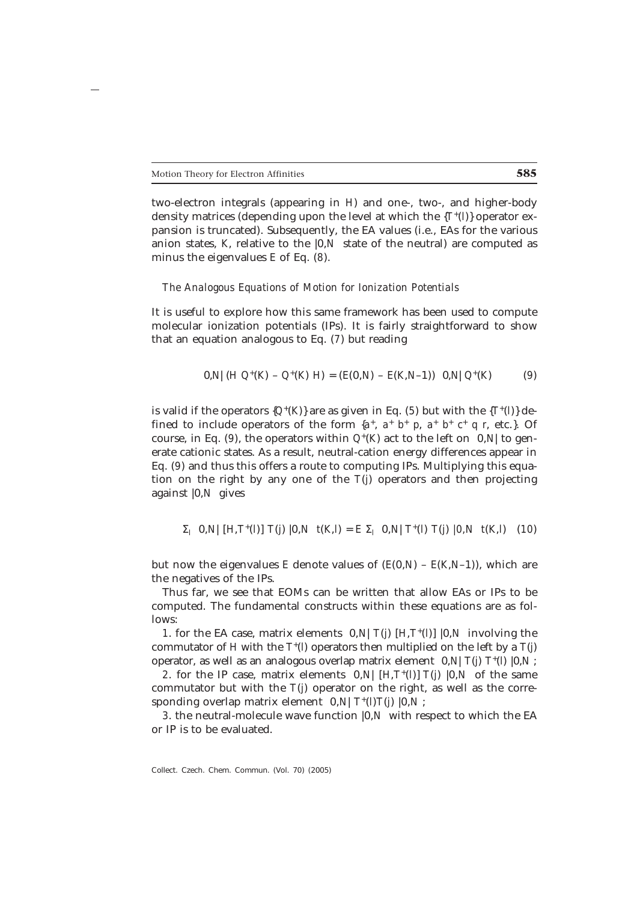two-electron integrals (appearing in $H$) and one-, two-, and higher-body density matrices (depending upon the level at which the $\{T^+(l)\}$ operator expansion is truncated). Subsequently, the EA values (i.e., EAs for the various anion states, $K$, relative to the $|0,N\rangle$ state of the neutral) are computed as minus the eigenvalues $E$ of Eq. (8).

### *The Analogous Equations of Motion for Ionization Potentials*

It is useful to explore how this same framework has been used to compute molecular ionization potentials (IPs). It is fairly straightforward to show that an equation analogous to Eq. (7) but reading

$$\langle 0,N|\,(H\,Q^+(K) - Q^+(K)\,H) = (E(0,N) - E(K,N\!-\!1))\,\langle 0,N|\,Q^+(K) \qquad (9)$$

is valid if the operators $\{Q^+(K)\}$ are as given in Eq. (5) but with the $\{T^+(l)\}$ defined to include operators of the form $\{a^+,\ a^+\,b^+\,p,\ a^+\,b^+\,c^+\,q\,r$, etc.$\}$. Of course, in Eq. (9), the operators within $Q^+(K)$ act to the left on $\langle 0,N|$ to generate cationic states. As a result, neutral-cation energy differences appear in Eq. (9) and thus this offers a route to computing IPs. Multiplying this equation on the right by any one of the $T(j)$ operators and then projecting against $|0,N\rangle$ gives

$$\Sigma_l\,\langle 0,N|\,[H,T^+(l)]\,T(j)\,|0,N\rangle\,t(K,l) = E\,\Sigma_l\,\langle 0,N|\,T^+(l)\,T(j)\,|0,N\rangle\,t(K,l) \quad (10)$$

but now the eigenvalues $E$ denote values of $(E(0,N) - E(K,N\!-\!1))$, which are the negatives of the IPs.

Thus far, we see that EOMs can be written that allow EAs or IPs to be computed. The fundamental constructs within these equations are as follows:

1. for the EA case, matrix elements $\langle 0,N|\,T(j)\,[H,T^+(l)]\,|0,N\rangle$ involving the commutator of $H$ with the $T^+(l)$ operators then multiplied on the left by a $T(j)$ operator, as well as an analogous overlap matrix element $\langle 0,N|\,T(j)\,T^+(l)\,|0,N\rangle$;

2. for the IP case, matrix elements $\langle 0,N|\,[H,T^+(l)]\,T(j)\,|0,N\rangle$ of the same commutator but with the $T(j)$ operator on the right, as well as the corresponding overlap matrix element $\langle 0,N|\,T^+(l)T(j)\,|0,N\rangle$;

3. the neutral-molecule wave function $|0,N\rangle$ with respect to which the EA or IP is to be evaluated.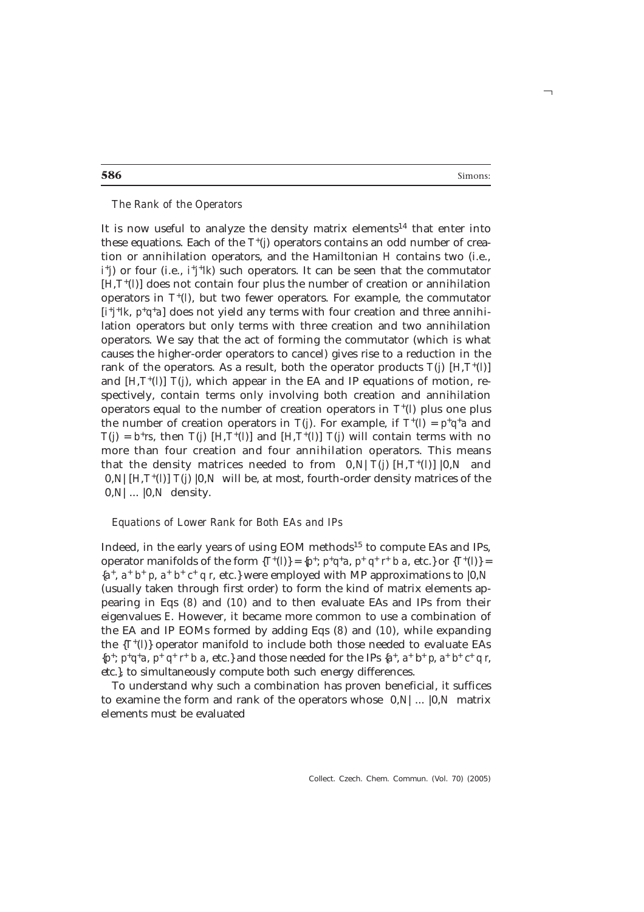### *The Rank of the Operators*

It is now useful to analyze the density matrix elements[14] that enter into these equations. Each of the $T^+(j)$ operators contains an odd number of creation or annihilation operators, and the Hamiltonian $H$ contains two (i.e., $i^+j$) or four (i.e., $i^+j^+lk$) such operators. It can be seen that the commutator $[H,T^+(l)]$ does not contain four plus the number of creation or annihilation operators in $T^+(l)$, but two fewer operators. For example, the commutator $[i^+j^+lk, p^+q^+a]$ does not yield any terms with four creation and three annihilation operators but only terms with three creation and two annihilation operators. We say that the act of forming the commutator (which is what causes the higher-order operators to cancel) gives rise to a reduction in the rank of the operators. As a result, both the operator products $T(j)$ $[H,T^+(l)]$ and $[H,T^+(l)]$ $T(j)$, which appear in the EA and IP equations of motion, respectively, contain terms only involving both creation and annihilation operators equal to the number of creation operators in $T^+(l)$ plus one plus the number of creation operators in $T(j)$. For example, if $T^+(l) = p^+q^+a$ and $T(j) = b^+rs$, then $T(j)$ $[H,T^+(l)]$ and $[H,T^+(l)]$ $T(j)$ will contain terms with no more than four creation and four annihilation operators. This means that the density matrices needed to from $\langle 0,N|$ $T(j)$ $[H,T^+(l)]$ $|0,N\rangle$ and $\langle 0,N|$ $[H,T^+(l)]$ $T(j)$ $|0,N\rangle$ will be, at most, fourth-order density matrices of the $\langle 0,N|$ ... $|0,N\rangle$ density.

### *Equations of Lower Rank for Both EAs and IPs*

Indeed, in the early years of using EOM methods[15] to compute EAs and IPs, operator manifolds of the form $\{T^+(l)\} = \{p^+; p^+q^+a, p^+q^+r^+ba$, etc.$\}$ or $\{T^+(l)\} = \{a^+, a^+b^+p, a^+b^+c^+qr$, etc.$\}$ were employed with MP approximations to $|0,N\rangle$ (usually taken through first order) to form the kind of matrix elements appearing in Eqs (8) and (10) and to then evaluate EAs and IPs from their eigenvalues $E$. However, it became more common to use a combination of the EA and IP EOMs formed by adding Eqs (8) and (10), while expanding the $\{T^+(l)\}$ operator manifold to include both those needed to evaluate EAs $\{p^+; p^+q^+a, p^+q^+r^+ba$, etc.$\}$ and those needed for the IPs $\{a^+, a^+b^+p, a^+b^+c^+qr$, etc.$\}$, to simultaneously compute both such energy differences.

To understand why such a combination has proven beneficial, it suffices to examine the form and rank of the operators whose $\langle 0,N|$ ... $|0,N\rangle$ matrix elements must be evaluated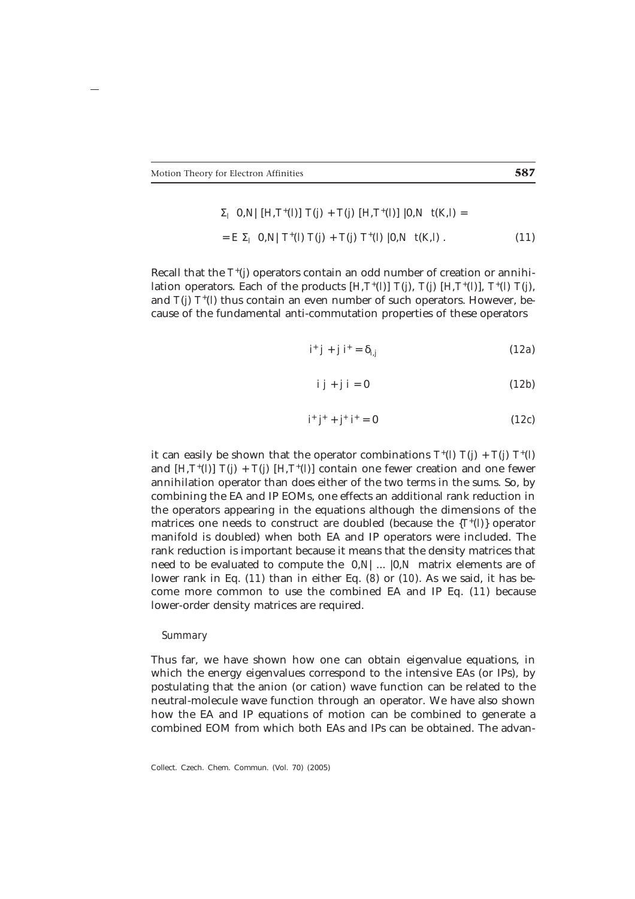$$\Sigma_l \langle 0,N | [H,T^+(l)] \, T(j) + T(j) \, [H,T^+(l)] \, |0,N\rangle \, t(K,l) =$$

$$= E \, \Sigma_l \langle 0,N | \, T^+(l) \, T(j) + T(j) \, T^+(l) \, |0,N\rangle \, t(K,l) \, . \tag{11}$$

Recall that the $T^+(j)$ operators contain an odd number of creation or annihilation operators. Each of the products $[H,T^+(l)]\,T(j)$, $T(j)\,[H,T^+(l)]$, $T^+(l)\,T(j)$, and $T(j)\,T^+(l)$ thus contain an even number of such operators. However, because of the fundamental anti-commutation properties of these operators

$$i^+ j + j\, i^+ = \delta_{i,j} \tag{12a}$$

$$i\, j + j\, i = 0 \tag{12b}$$

$$i^+ j^+ + j^+ i^+ = 0 \tag{12c}$$

it can easily be shown that the operator combinations $T^+(l)\,T(j) + T(j)\,T^+(l)$ and $[H,T^+(l)]\,T(j) + T(j)\,[H,T^+(l)]$ contain one fewer creation and one fewer annihilation operator than does either of the two terms in the sums. So, by combining the EA and IP EOMs, one effects an additional rank reduction in the operators appearing in the equations although the dimensions of the matrices one needs to construct are doubled (because the $\{T^+(l)\}$ operator manifold is doubled) when both EA and IP operators were included. The rank reduction is important because it means that the density matrices that need to be evaluated to compute the $\langle 0,N| \ldots |0,N\rangle$ matrix elements are of lower rank in Eq. (11) than in either Eq. (8) or (10). As we said, it has become more common to use the combined EA and IP Eq. (11) because lower-order density matrices are required.

*Summary*

Thus far, we have shown how one can obtain eigenvalue equations, in which the energy eigenvalues correspond to the intensive EAs (or IPs), by postulating that the anion (or cation) wave function can be related to the neutral-molecule wave function through an operator. We have also shown how the EA and IP equations of motion can be combined to generate a combined EOM from which both EAs and IPs can be obtained. The advan-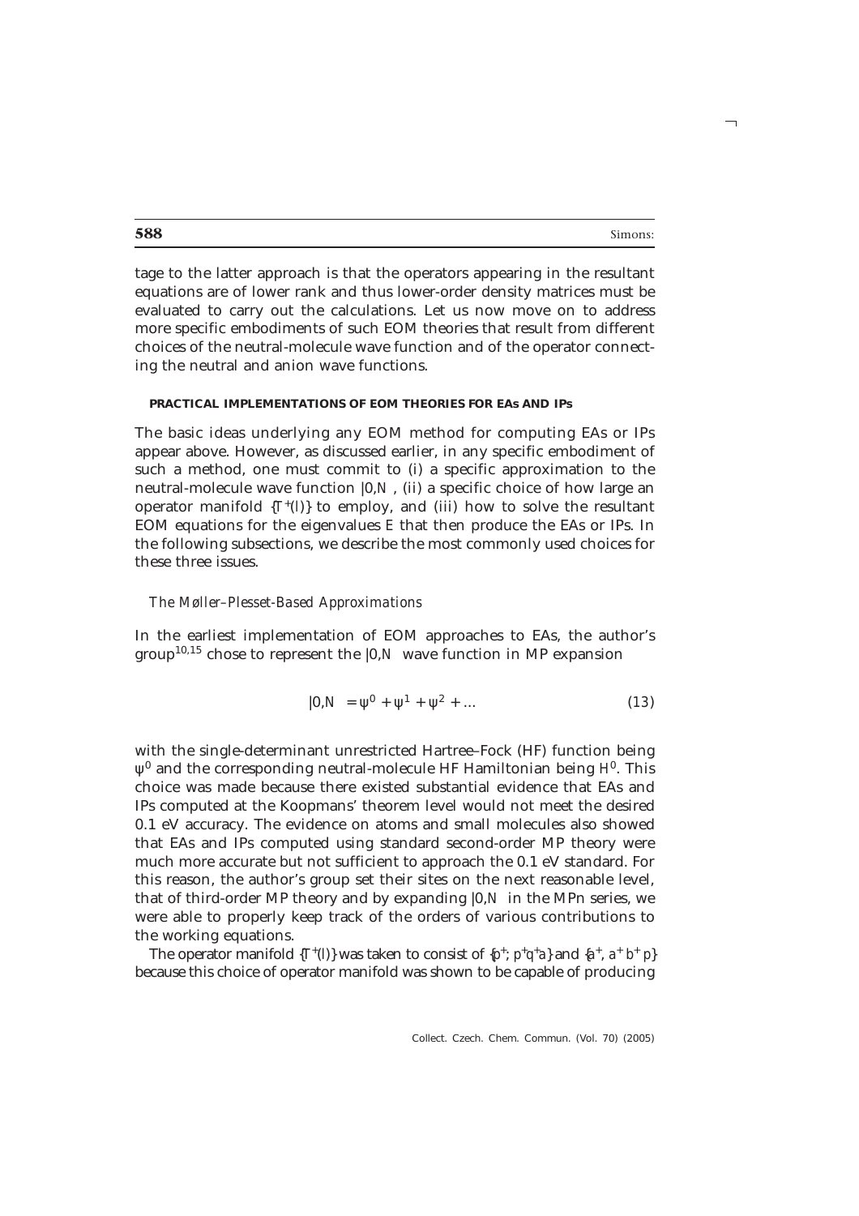tage to the latter approach is that the operators appearing in the resultant equations are of lower rank and thus lower-order density matrices must be evaluated to carry out the calculations. Let us now move on to address more specific embodiments of such EOM theories that result from different choices of the neutral-molecule wave function and of the operator connecting the neutral and anion wave functions.

#### PRACTICAL IMPLEMENTATIONS OF EOM THEORIES FOR EAs AND IPs

The basic ideas underlying any EOM method for computing EAs or IPs appear above. However, as discussed earlier, in any specific embodiment of such a method, one must commit to (i) a specific approximation to the neutral-molecule wave function $|0,N\rangle$, (ii) a specific choice of how large an operator manifold $\{T^+(l)\}$ to employ, and (iii) how to solve the resultant EOM equations for the eigenvalues $E$ that then produce the EAs or IPs. In the following subsections, we describe the most commonly used choices for these three issues.

##### *The Møller–Plesset-Based Approximations*

In the earliest implementation of EOM approaches to EAs, the author's group[10,15] chose to represent the $|0,N\rangle$ wave function in MP expansion

$$|0,N\rangle = \psi^0 + \psi^1 + \psi^2 + \ldots \tag{13}$$

with the single-determinant unrestricted Hartree–Fock (HF) function being $\psi^0$ and the corresponding neutral-molecule HF Hamiltonian being $H^0$. This choice was made because there existed substantial evidence that EAs and IPs computed at the Koopmans' theorem level would not meet the desired 0.1 eV accuracy. The evidence on atoms and small molecules also showed that EAs and IPs computed using standard second-order MP theory were much more accurate but not sufficient to approach the 0.1 eV standard. For this reason, the author's group set their sites on the next reasonable level, that of third-order MP theory and by expanding $|0,N\rangle$ in the MPn series, we were able to properly keep track of the orders of various contributions to the working equations.

The operator manifold $\{T^+(l)\}$ was taken to consist of $\{p^+; p^+q^+a\}$ and $\{a^+, a^+b^+p\}$ because this choice of operator manifold was shown to be capable of producing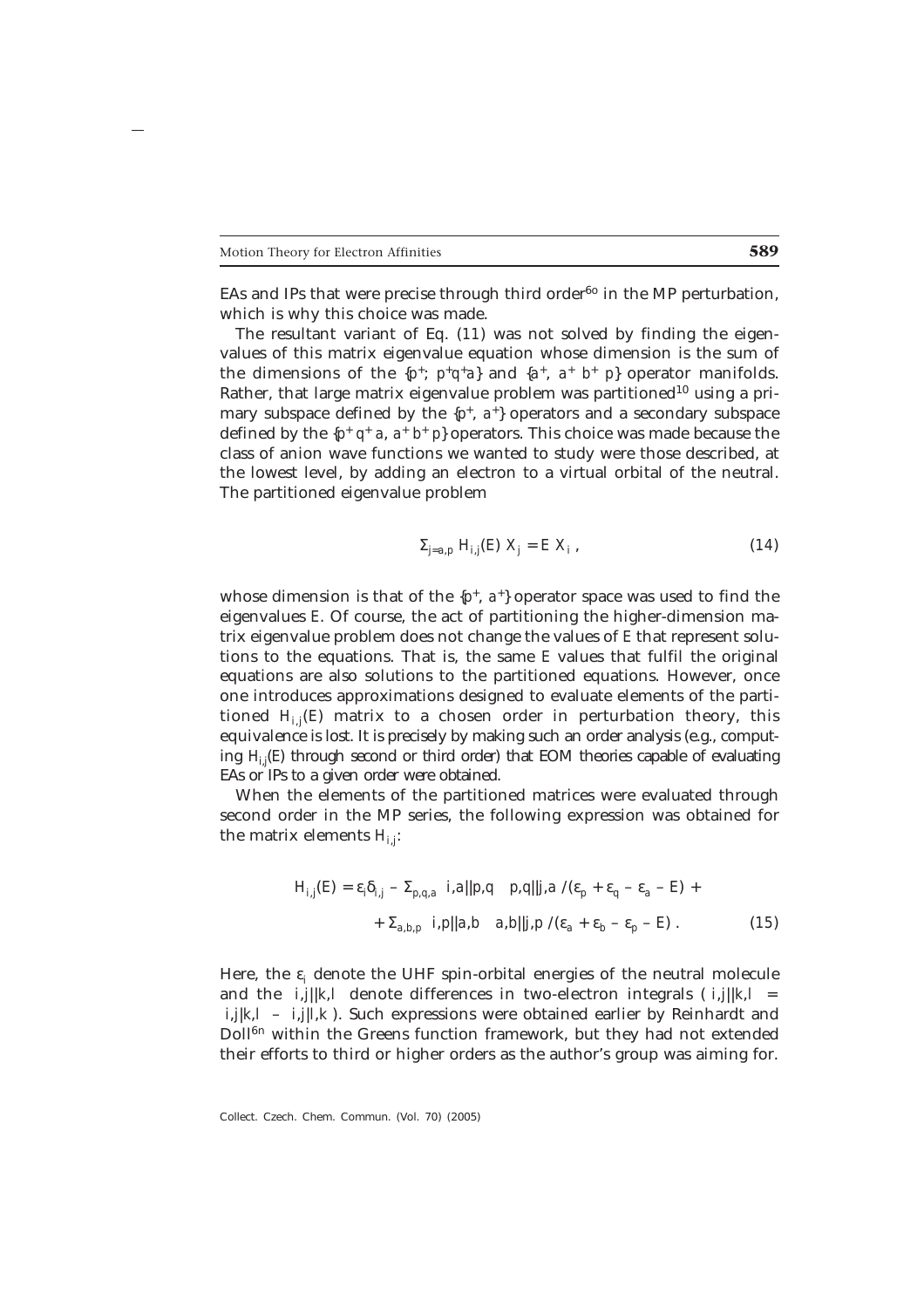EAs and IPs that were precise through third order[6o] in the MP perturbation, which is why this choice was made.

The resultant variant of Eq. (11) was not solved by finding the eigenvalues of this matrix eigenvalue equation whose dimension is the sum of the dimensions of the $\{p^+; p^+q^+a\}$ and $\{a^+, a^+ b^+ p\}$ operator manifolds. Rather, that large matrix eigenvalue problem was partitioned[10] using a primary subspace defined by the $\{p^+, a^+\}$ operators and a secondary subspace defined by the $\{p^+ q^+ a, a^+ b^+ p\}$ operators. This choice was made because the class of anion wave functions we wanted to study were those described, at the lowest level, by adding an electron to a virtual orbital of the neutral. The partitioned eigenvalue problem

$$\Sigma_{j=a,p} H_{i,j}(E) X_j = E X_i , \tag{14}$$

whose dimension is that of the $\{p^+, a^+\}$ operator space was used to find the eigenvalues $E$. Of course, the act of partitioning the higher-dimension matrix eigenvalue problem does not change the values of $E$ that represent solutions to the equations. That is, the same $E$ values that fulfil the original equations are also solutions to the partitioned equations. However, once one introduces approximations designed to evaluate elements of the partitioned $H_{i,j}(E)$ matrix to a chosen order in perturbation theory, this equivalence is lost. *It is precisely by making such an order analysis (e.g., computing $H_{i,j}(E)$ through second or third order) that EOM theories capable of evaluating EAs or IPs to a given order were obtained.*

When the elements of the partitioned matrices were evaluated through second order in the MP series, the following expression was obtained for the matrix elements $H_{i,j}$:

$$\begin{aligned} H_{i,j}(E) = \varepsilon_i \delta_{i,j} - \Sigma_{p,q,a} \langle i,a||p,q\rangle \langle p,q||j,a\rangle /(\varepsilon_p + \varepsilon_q - \varepsilon_a - E) + \\ + \Sigma_{a,b,p} \langle i,p||a,b\rangle \langle a,b||j,p\rangle /(\varepsilon_a + \varepsilon_b - \varepsilon_p - E) \, . \end{aligned} \tag{15}$$

Here, the $\varepsilon_i$ denote the UHF spin-orbital energies of the neutral molecule and the $\langle i,j||k,l\rangle$ denote differences in two-electron integrals ($\langle i,j||k,l\rangle = \langle i,j|k,l\rangle - \langle i,j|l,k\rangle$). Such expressions were obtained earlier by Reinhardt and Doll[6n] within the Greens function framework, but they had not extended their efforts to third or higher orders as the author's group was aiming for.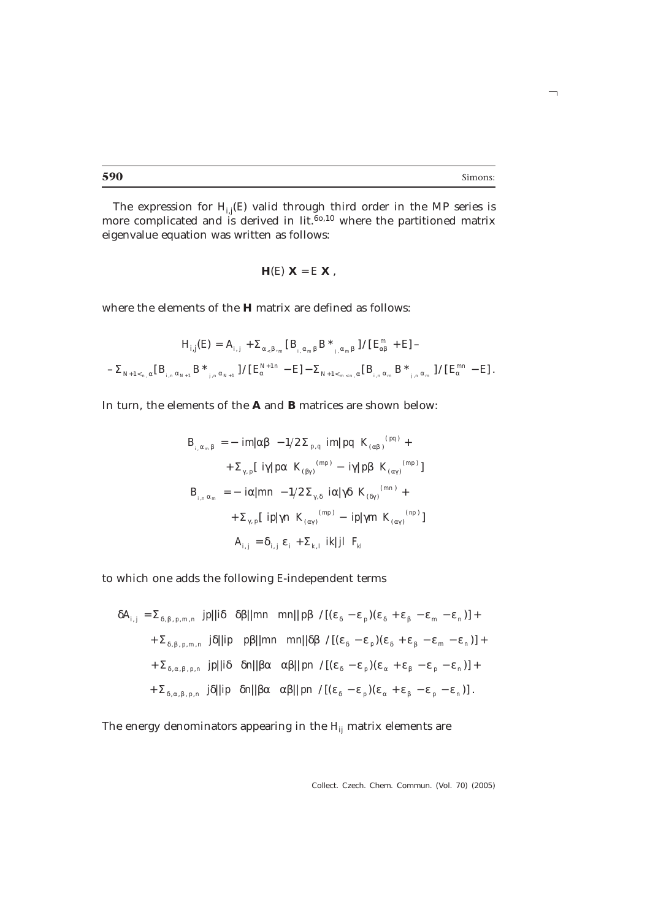The expression for $H_{i,j}(E)$ valid through third order in the MP series is more complicated and is derived in lit.[6o,10] where the partitioned matrix eigenvalue equation was written as follows:

$$\mathbf{H}(E)\ \mathbf{X} = E\ \mathbf{X}\ ,$$

where the elements of the **H** matrix are defined as follows:

$$H_{i,j}(E) = A_{i,j} + \Sigma_{\alpha<\beta,m} [B_{i,\alpha_m\beta} B^*_{j,\alpha_m\beta}]/[E^m_{\alpha\beta} + E] -$$

$$- \Sigma_{N+1<n,\alpha} [B_{i,n\,\alpha_{N+1}} B^*_{j,n\,\alpha_{N+1}}]/[E^{N+1n}_{\alpha} - E] - \Sigma_{N+1<m<n,\alpha} [B_{i,n\,\alpha_m} B^*_{j,n\,\alpha_m}]/[E^{mn}_{\alpha} - E] .$$

In turn, the elements of the **A** and **B** matrices are shown below:

$$B_{i,\alpha_m\beta} = -\langle im|\alpha\beta\rangle - 1/2\,\Sigma_{p,q} \langle im|pq\rangle K_{(\alpha\beta)}^{(pq)} +$$

$$+ \Sigma_{\gamma,p} [\langle i\gamma|p\alpha\rangle K_{(\beta\gamma)}^{(mp)} - \langle i\gamma|p\beta\rangle K_{(\alpha\gamma)}^{(mp)}]$$

$$B_{i,n\,\alpha_m} = -\langle i\alpha|mn\rangle - 1/2\,\Sigma_{\gamma,\delta} \langle i\alpha|\gamma\delta\rangle K_{(\delta\gamma)}^{(mn)} +$$

$$+ \Sigma_{\gamma,p} [\langle ip|\gamma n\rangle K_{(\alpha\gamma)}^{(mp)} - \langle ip|\gamma m\rangle K_{(\alpha\gamma)}^{(np)}]$$

$$A_{i,j} = \delta_{i,j}\,\varepsilon_i + \Sigma_{k,l} \langle ik|jl\rangle F_{kl}$$

to which one adds the following $E$-independent terms

$$\delta A_{i,j} = \Sigma_{\delta,\beta,p,m,n} \langle jp||i\delta\rangle \langle \delta\beta||mn\rangle \langle mn||p\beta\rangle / [(\varepsilon_\delta - \varepsilon_p)(\varepsilon_\delta + \varepsilon_\beta - \varepsilon_m - \varepsilon_n)] +$$

$$+ \Sigma_{\delta,\beta,p,m,n} \langle j\delta||ip\rangle \langle p\beta||mn\rangle \langle mn||\delta\beta\rangle / [(\varepsilon_\delta - \varepsilon_p)(\varepsilon_\delta + \varepsilon_\beta - \varepsilon_m - \varepsilon_n)] +$$

$$+ \Sigma_{\delta,\alpha,\beta,p,n} \langle jp||i\delta\rangle \langle \delta n||\beta\alpha\rangle \langle \alpha\beta||pn\rangle / [(\varepsilon_\delta - \varepsilon_p)(\varepsilon_\alpha + \varepsilon_\beta - \varepsilon_p - \varepsilon_n)] +$$

$$+ \Sigma_{\delta,\alpha,\beta,p,n} \langle j\delta||ip\rangle \langle \delta n||\beta\alpha\rangle \langle \alpha\beta||pn\rangle / [(\varepsilon_\delta - \varepsilon_p)(\varepsilon_\alpha + \varepsilon_\beta - \varepsilon_p - \varepsilon_n)] .$$

The energy denominators appearing in the $H_{ij}$ matrix elements are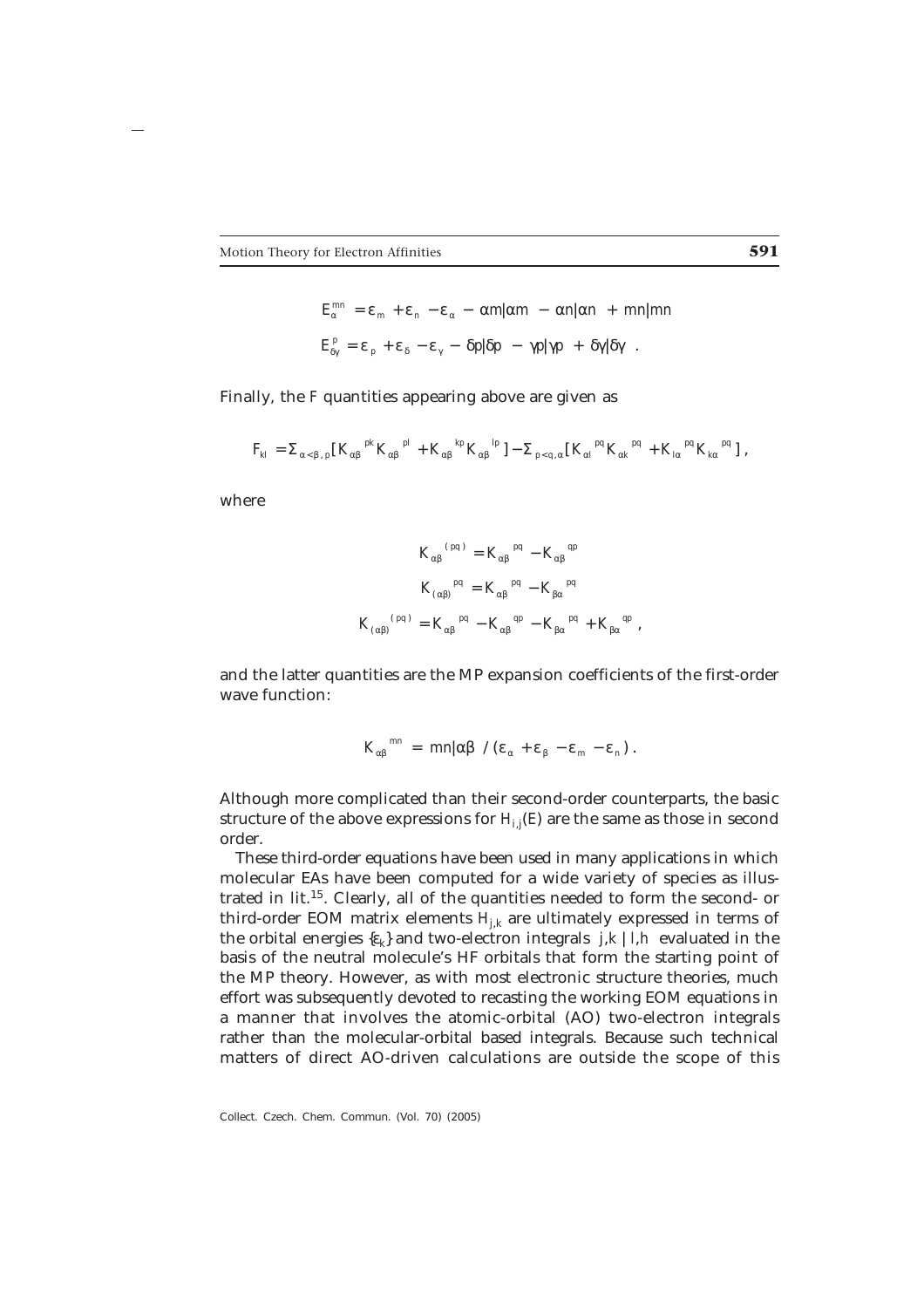$$E_{\alpha}^{mn} = \varepsilon_m + \varepsilon_n - \varepsilon_\alpha - \langle \alpha m|\alpha m\rangle - \langle \alpha n|\alpha n\rangle + \langle mn|mn\rangle$$

$$E_{\delta\gamma}^{p} = \varepsilon_p + \varepsilon_\delta - \varepsilon_\gamma - \langle \delta p|\delta p\rangle - \langle \gamma p|\gamma p\rangle + \langle \delta\gamma|\delta\gamma\rangle \ .$$

Finally, the $F$ quantities appearing above are given as

$$F_{kl} = \Sigma_{\alpha<\beta,p}[K_{\alpha\beta}{}^{pk}K_{\alpha\beta}{}^{pl} + K_{\alpha\beta}{}^{kp}K_{\alpha\beta}{}^{lp}] - \Sigma_{p<q,\alpha}[K_{\alpha l}{}^{pq}K_{\alpha k}{}^{pq} + K_{l\alpha}{}^{pq}K_{k\alpha}{}^{pq}] \ ,$$

where

$$K_{\alpha\beta}{}^{(pq)} = K_{\alpha\beta}{}^{pq} - K_{\alpha\beta}{}^{qp}$$

$$K_{(\alpha\beta)}{}^{pq} = K_{\alpha\beta}{}^{pq} - K_{\beta\alpha}{}^{pq}$$

$$K_{(\alpha\beta)}{}^{(pq)} = K_{\alpha\beta}{}^{pq} - K_{\alpha\beta}{}^{qp} - K_{\beta\alpha}{}^{pq} + K_{\beta\alpha}{}^{qp} \ ,$$

and the latter quantities are the MP expansion coefficients of the first-order wave function:

$$K_{\alpha\beta}{}^{mn} = \langle mn|\alpha\beta\rangle / (\varepsilon_\alpha + \varepsilon_\beta - \varepsilon_m - \varepsilon_n) \ .$$

Although more complicated than their second-order counterparts, the basic structure of the above expressions for $H_{i,j}(E)$ are the same as those in second order.

These third-order equations have been used in many applications in which molecular EAs have been computed for a wide variety of species as illustrated in lit.[15]. Clearly, all of the quantities needed to form the second- or third-order EOM matrix elements $H_{j,k}$ are ultimately expressed in terms of the orbital energies $\{\varepsilon_k\}$ and two-electron integrals $\langle j,k \,|\, l,h\rangle$ evaluated in the basis of the neutral molecule's HF orbitals that form the starting point of the MP theory. However, as with most electronic structure theories, much effort was subsequently devoted to recasting the working EOM equations in a manner that involves the atomic-orbital (AO) two-electron integrals rather than the molecular-orbital based integrals. Because such technical matters of direct AO-driven calculations are outside the scope of this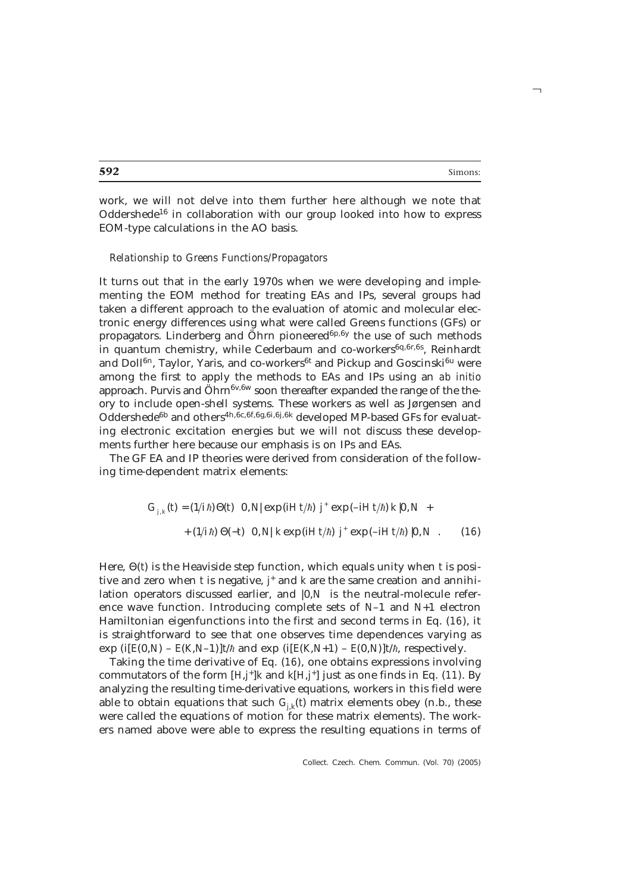work, we will not delve into them further here although we note that Oddershede[16] in collaboration with our group looked into how to express EOM-type calculations in the AO basis.

### *Relationship to Greens Functions/Propagators*

It turns out that in the early 1970s when we were developing and implementing the EOM method for treating EAs and IPs, several groups had taken a different approach to the evaluation of atomic and molecular electronic energy differences using what were called Greens functions (GFs) or propagators. Linderberg and Öhrn pioneered[6p,6y] the use of such methods in quantum chemistry, while Cederbaum and co-workers[6q,6r,6s], Reinhardt and Doll[6n], Taylor, Yaris, and co-workers[6t] and Pickup and Goscinski[6u] were among the first to apply the methods to EAs and IPs using an *ab initio* approach. Purvis and Öhrn[6v,6w] soon thereafter expanded the range of the theory to include open-shell systems. These workers as well as Jørgensen and Oddershede[6b] and others[4h,6c,6f,6g,6i,6j,6k] developed MP-based GFs for evaluating electronic excitation energies but we will not discuss these developments further here because our emphasis is on IPs and EAs.

The GF EA and IP theories were derived from consideration of the following time-dependent matrix elements:

$$G_{j,k}(t) = (1/i\hbar)\Theta(t)\langle 0,N|\exp(iHt/\hbar)\, j^+ \exp(-iHt/\hbar)\, k\,|0,N\rangle +$$
$$+ (1/i\hbar)\Theta(-t)\langle 0,N|\, k \exp(iHt/\hbar)\, j^+ \exp(-iHt/\hbar)\,|0,N\rangle . \qquad (16)$$

Here, $\Theta(t)$ is the Heaviside step function, which equals unity when $t$ is positive and zero when $t$ is negative, $j^+$ and $k$ are the same creation and annihilation operators discussed earlier, and $|0,N\rangle$ is the neutral-molecule reference wave function. Introducing complete sets of $N$–1 and $N$+1 electron Hamiltonian eigenfunctions into the first and second terms in Eq. (16), it is straightforward to see that one observes time dependences varying as $\exp(i[E(0,N) - E(K,N-1)]t/\hbar$ and $\exp(i[E(K,N+1) - E(0,N)]t/\hbar$, respectively.

Taking the time derivative of Eq. (16), one obtains expressions involving commutators of the form $[H,j^+]k$ and $k[H,j^+]$ just as one finds in Eq. (11). By analyzing the resulting time-derivative equations, workers in this field were able to obtain equations that such $G_{j,k}(t)$ matrix elements obey (n.b., these were called the equations of motion for these matrix elements). The workers named above were able to express the resulting equations in terms of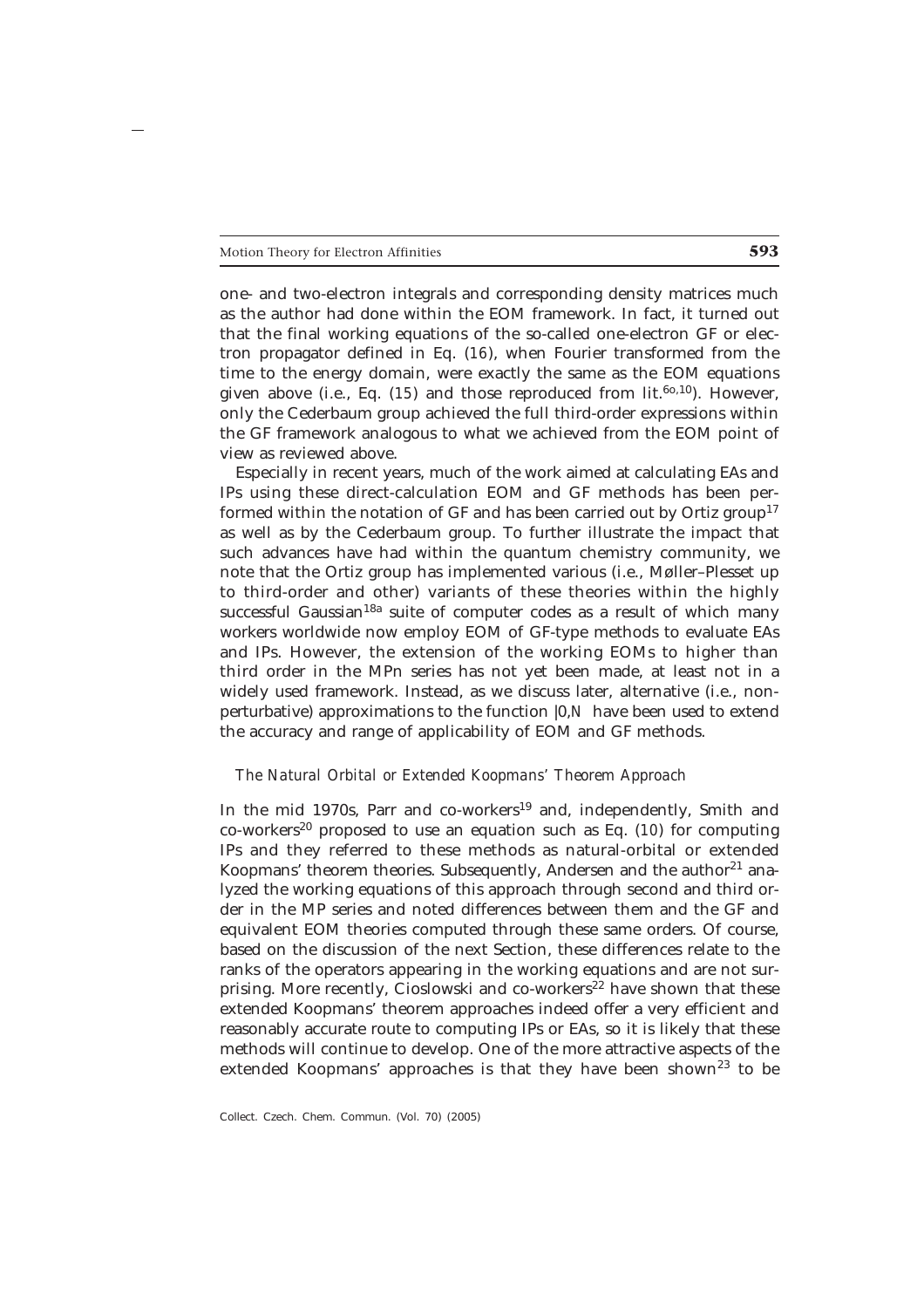one- and two-electron integrals and corresponding density matrices much as the author had done within the EOM framework. In fact, it turned out that the final working equations of the so-called one-electron GF or electron propagator defined in Eq. (*16*), when Fourier transformed from the time to the energy domain, were exactly the same as the EOM equations given above (i.e., Eq. (*15*) and those reproduced from lit.[6o,10]). However, only the Cederbaum group achieved the full third-order expressions within the GF framework analogous to what we achieved from the EOM point of view as reviewed above.

Especially in recent years, much of the work aimed at calculating EAs and IPs using these direct-calculation EOM and GF methods has been performed within the notation of GF and has been carried out by Ortiz group[17] as well as by the Cederbaum group. To further illustrate the impact that such advances have had within the quantum chemistry community, we note that the Ortiz group has implemented various (i.e., Møller–Plesset up to third-order and other) variants of these theories within the highly successful Gaussian[18a] suite of computer codes as a result of which many workers worldwide now employ EOM of GF-type methods to evaluate EAs and IPs. However, the extension of the working EOMs to higher than third order in the MPn series has not yet been made, at least not in a widely used framework. Instead, as we discuss later, alternative (i.e., non-perturbative) approximations to the function $|0,N\rangle$ have been used to extend the accuracy and range of applicability of EOM and GF methods.

*The Natural Orbital or Extended Koopmans' Theorem Approach*

In the mid 1970s, Parr and co-workers[19] and, independently, Smith and co-workers[20] proposed to use an equation such as Eq. (*10*) for computing IPs and they referred to these methods as natural-orbital or extended Koopmans' theorem theories. Subsequently, Andersen and the author[21] analyzed the working equations of this approach through second and third order in the MP series and noted differences between them and the GF and equivalent EOM theories computed through these same orders. Of course, based on the discussion of the next Section, these differences relate to the ranks of the operators appearing in the working equations and are not surprising. More recently, Cioslowski and co-workers[22] have shown that these extended Koopmans' theorem approaches indeed offer a very efficient and reasonably accurate route to computing IPs or EAs, so it is likely that these methods will continue to develop. One of the more attractive aspects of the extended Koopmans' approaches is that they have been shown[23] to be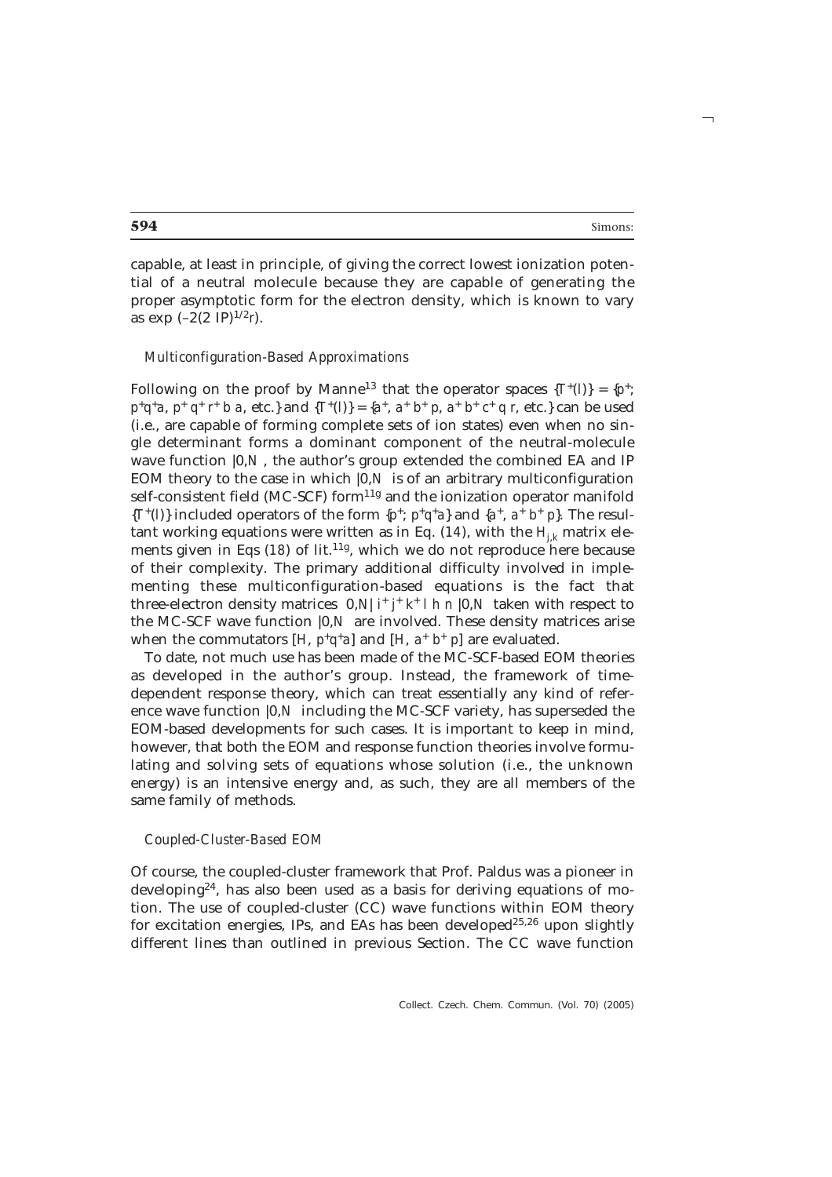capable, at least in principle, of giving the correct lowest ionization potential of a neutral molecule because they are capable of generating the proper asymptotic form for the electron density, which is known to vary as $\exp(-2(2\ \mathrm{IP})^{1/2}r)$.

### *Multiconfiguration-Based Approximations*

Following on the proof by Manne[13] that the operator spaces $\{T^+(l)\} = \{p^+; p^+q^+a, p^+q^+r^+ba, \text{etc.}\}$ and $\{T^+(l)\} = \{a^+, a^+b^+p, a^+b^+c^+qr, \text{etc.}\}$ can be used (i.e., are capable of forming complete sets of ion states) even when no single determinant forms a dominant component of the neutral-molecule wave function $|0,N\rangle$, the author's group extended the combined EA and IP EOM theory to the case in which $|0,N\rangle$ is of an arbitrary multiconfiguration self-consistent field (MC-SCF) form[11g] and the ionization operator manifold $\{T^+(l)\}$ included operators of the form $\{p^+; p^+q^+a\}$ and $\{a^+, a^+b^+p\}$. The resultant working equations were written as in Eq. (14), with the $H_{j,k}$ matrix elements given in Eqs (18) of lit.[11g], which we do not reproduce here because of their complexity. The primary additional difficulty involved in implementing these multiconfiguration-based equations is the fact that three-electron density matrices $\langle 0,N|\, i^+j^+k^+lhn\,|0,N\rangle$ taken with respect to the MC-SCF wave function $|0,N\rangle$ are involved. These density matrices arise when the commutators $[H, p^+q^+a]$ and $[H, a^+b^+p]$ are evaluated.

To date, not much use has been made of the MC-SCF-based EOM theories as developed in the author's group. Instead, the framework of time-dependent response theory, which can treat essentially any kind of reference wave function $|0,N\rangle$ including the MC-SCF variety, has superseded the EOM-based developments for such cases. It is important to keep in mind, however, that both the EOM and response function theories involve formulating and solving sets of equations whose solution (i.e., the unknown energy) is an intensive energy and, as such, they are all members of the same family of methods.

### *Coupled-Cluster-Based EOM*

Of course, the coupled-cluster framework that Prof. Paldus was a pioneer in developing[24], has also been used as a basis for deriving equations of motion. The use of coupled-cluster (CC) wave functions within EOM theory for excitation energies, IPs, and EAs has been developed[25,26] upon slightly different lines than outlined in previous Section. The CC wave function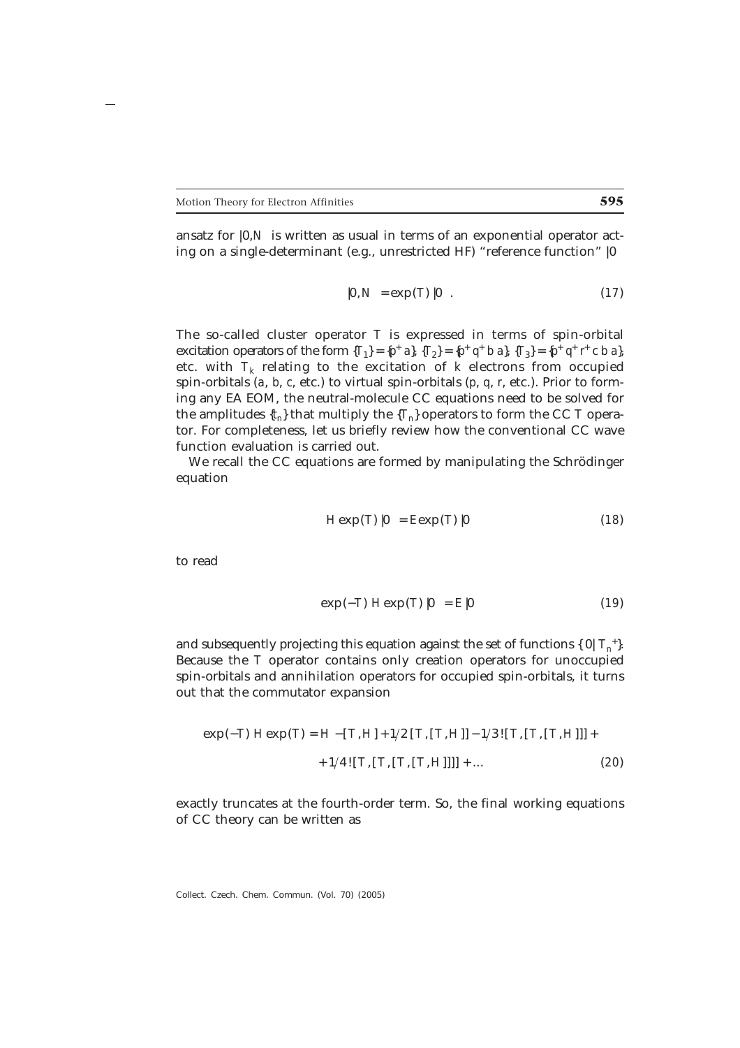ansatz for $|0,N\rangle$ is written as usual in terms of an exponential operator acting on a single-determinant (e.g., unrestricted HF) "reference function" $|0\rangle$

$$|0,N\rangle = \exp(T)\,|0\rangle \,. \tag{17}$$

The so-called cluster operator $T$ is expressed in terms of spin-orbital excitation operators of the form $\{T_1\} = \{p^+ a\}$, $\{T_2\} = \{p^+ q^+ b\, a\}$, $\{T_3\} = \{p^+ q^+ r^+ c\, b\, a\}$, etc. with $T_k$ relating to the excitation of $k$ electrons from occupied spin-orbitals ($a$, $b$, $c$, etc.) to virtual spin-orbitals ($p$, $q$, $r$, etc.). Prior to forming any EA EOM, the neutral-molecule CC equations need to be solved for the amplitudes $\{t_n\}$ that multiply the $\{T_n\}$ operators to form the CC $T$ operator. For completeness, let us briefly review how the conventional CC wave function evaluation is carried out.

We recall the CC equations are formed by manipulating the Schrödinger equation

$$H \exp(T)\,|0\rangle = E \exp(T)\,|0\rangle \tag{18}$$

to read

$$\exp(-T)\, H \exp(T)\,|0\rangle = E\,|0\rangle \tag{19}$$

and subsequently projecting this equation against the set of functions $\{\langle 0|\,T_n^{\,+}\}$. Because the $T$ operator contains only creation operators for unoccupied spin-orbitals and annihilation operators for occupied spin-orbitals, it turns out that the commutator expansion

$$\begin{aligned}\exp(-T)\, H \exp(T) = H - [T,H] + 1/2\,[T,[T,H]] - 1/3!\,[T,[T,[T,H]]] \,+ \\ + 1/4!\,[T,[T,[T,[T,H]]]] + \ldots \end{aligned} \tag{20}$$

exactly truncates at the fourth-order term. So, the final working equations of CC theory can be written as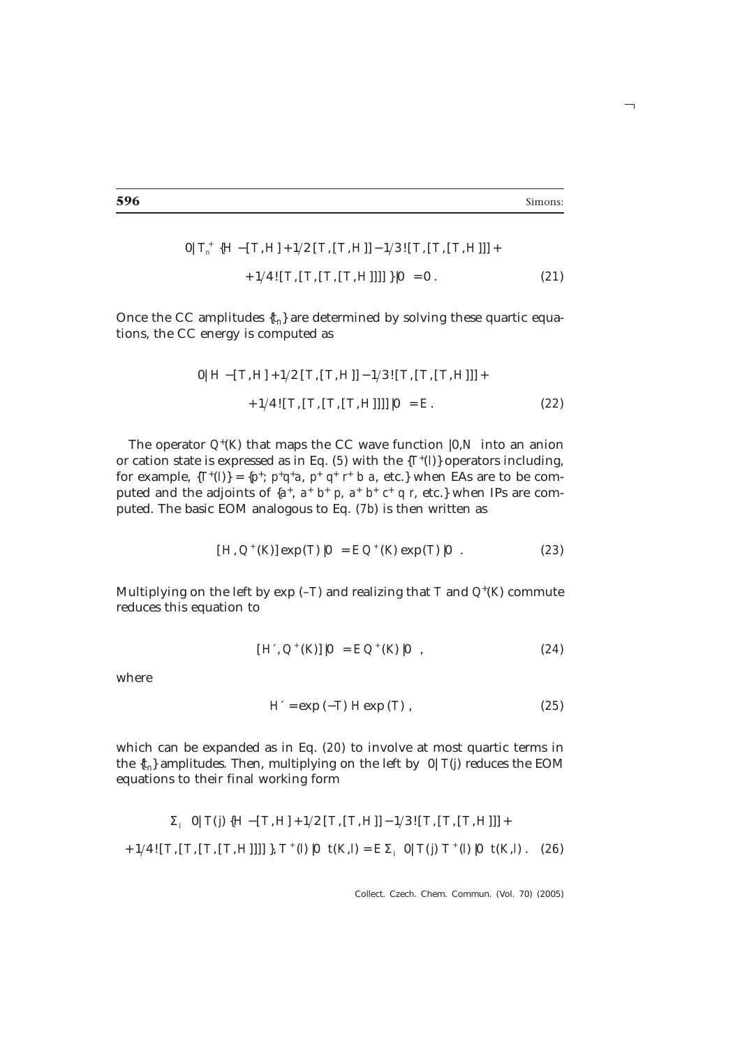$$\langle 0|T_n^+ \{H - [T,H] + 1/2\,[T,[T,H]] - 1/3!\,[T,[T,[T,H]]] + $$
$$+ 1/4!\,[T,[T,[T,[T,H]]]]\}|0\rangle = 0\,. \tag{21}$$

Once the CC amplitudes $\{t_n\}$ are determined by solving these quartic equations, the CC energy is computed as

$$\langle 0|H - [T,H] + 1/2\,[T,[T,H]] - 1/3!\,[T,[T,[T,H]]] + $$
$$+ 1/4!\,[T,[T,[T,[T,H]]]]|0\rangle = E\,. \tag{22}$$

The operator $Q^+(K)$ that maps the CC wave function $|0,N\rangle$ into an anion or cation state is expressed as in Eq. (5) with the $\{T^+(l)\}$ operators including, for example, $\{T^+(l)\} = \{p^+;\ p^+q^+a,\ p^+q^+r^+ba$, etc.$\}$ when EAs are to be computed and the adjoints of $\{a^+,\ a^+b^+p,\ a^+b^+c^+qr$, etc.$\}$ when IPs are computed. The basic EOM analogous to Eq. (7b) is then written as

$$[H, Q^+(K)]\exp(T)|0\rangle = E\,Q^+(K)\exp(T)|0\rangle\,. \tag{23}$$

Multiplying on the left by $\exp(-T)$ and realizing that $T$ and $Q^+(K)$ commute reduces this equation to

$$[H', Q^+(K)]|0\rangle = E\,Q^+(K)|0\rangle\,, \tag{24}$$

where

$$H' = \exp(-T)\,H\exp(T)\,, \tag{25}$$

which can be expanded as in Eq. (20) to involve at most quartic terms in the $\{t_n\}$ amplitudes. Then, multiplying on the left by $\langle 0|T(j)$ reduces the EOM equations to their final working form

$$\Sigma_l\ \langle 0|T(j)\,\{H - [T,H] + 1/2\,[T,[T,H]] - 1/3!\,[T,[T,[T,H]]] + $$
$$+ 1/4!\,[T,[T,[T,[T,H]]]]\},T^+(l)|0\rangle\ t(K,l) = E\,\Sigma_l\ \langle 0|T(j)\,T^+(l)|0\rangle\ t(K,l)\,. \tag{26}$$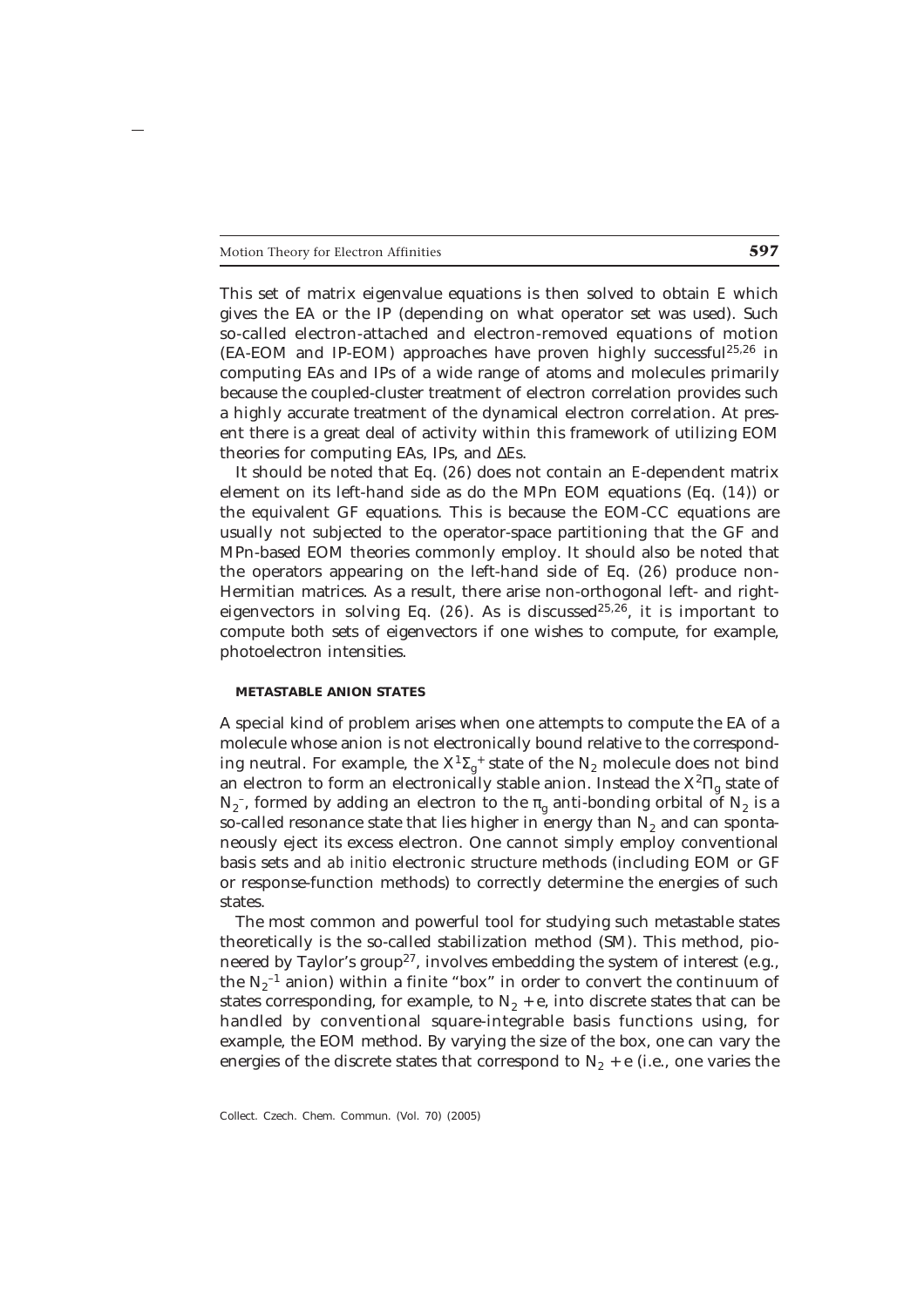This set of matrix eigenvalue equations is then solved to obtain *E* which gives the EA or the IP (depending on what operator set was used). Such so-called electron-attached and electron-removed equations of motion (EA-EOM and IP-EOM) approaches have proven highly successful[25,26] in computing EAs and IPs of a wide range of atoms and molecules primarily because the coupled-cluster treatment of electron correlation provides such a highly accurate treatment of the dynamical electron correlation. At present there is a great deal of activity within this framework of utilizing EOM theories for computing EAs, IPs, and $\Delta E$s.

It should be noted that Eq. (*26*) does not contain an *E*-dependent matrix element on its left-hand side as do the MPn EOM equations (Eq. (*14*)) or the equivalent GF equations. This is because the EOM-CC equations are usually not subjected to the operator-space partitioning that the GF and MPn-based EOM theories commonly employ. It should also be noted that the operators appearing on the left-hand side of Eq. (*26*) produce non-Hermitian matrices. As a result, there arise non-orthogonal left- and right-eigenvectors in solving Eq. (*26*). As is discussed[25,26], it is important to compute both sets of eigenvectors if one wishes to compute, for example, photoelectron intensities.

#### METASTABLE ANION STATES

A special kind of problem arises when one attempts to compute the EA of a molecule whose anion is not electronically bound relative to the corresponding neutral. For example, the $X^1\Sigma_g^+$ state of the $N_2$ molecule does not bind an electron to form an electronically stable anion. Instead the $X^2\Pi_g$ state of $N_2^-$, formed by adding an electron to the $\pi_g$ anti-bonding orbital of $N_2$ is a so-called resonance state that lies higher in energy than $N_2$ and can spontaneously eject its excess electron. One cannot simply employ conventional basis sets and *ab initio* electronic structure methods (including EOM or GF or response-function methods) to correctly determine the energies of such states.

The most common and powerful tool for studying such metastable states theoretically is the so-called stabilization method (SM). This method, pioneered by Taylor's group[27], involves embedding the system of interest (e.g., the $N_2^{-1}$ anion) within a finite "box" in order to convert the continuum of states corresponding, for example, to $N_2$ + e, into discrete states that can be handled by conventional square-integrable basis functions using, for example, the EOM method. By varying the size of the box, one can vary the energies of the discrete states that correspond to $N_2$ + e (i.e., one varies the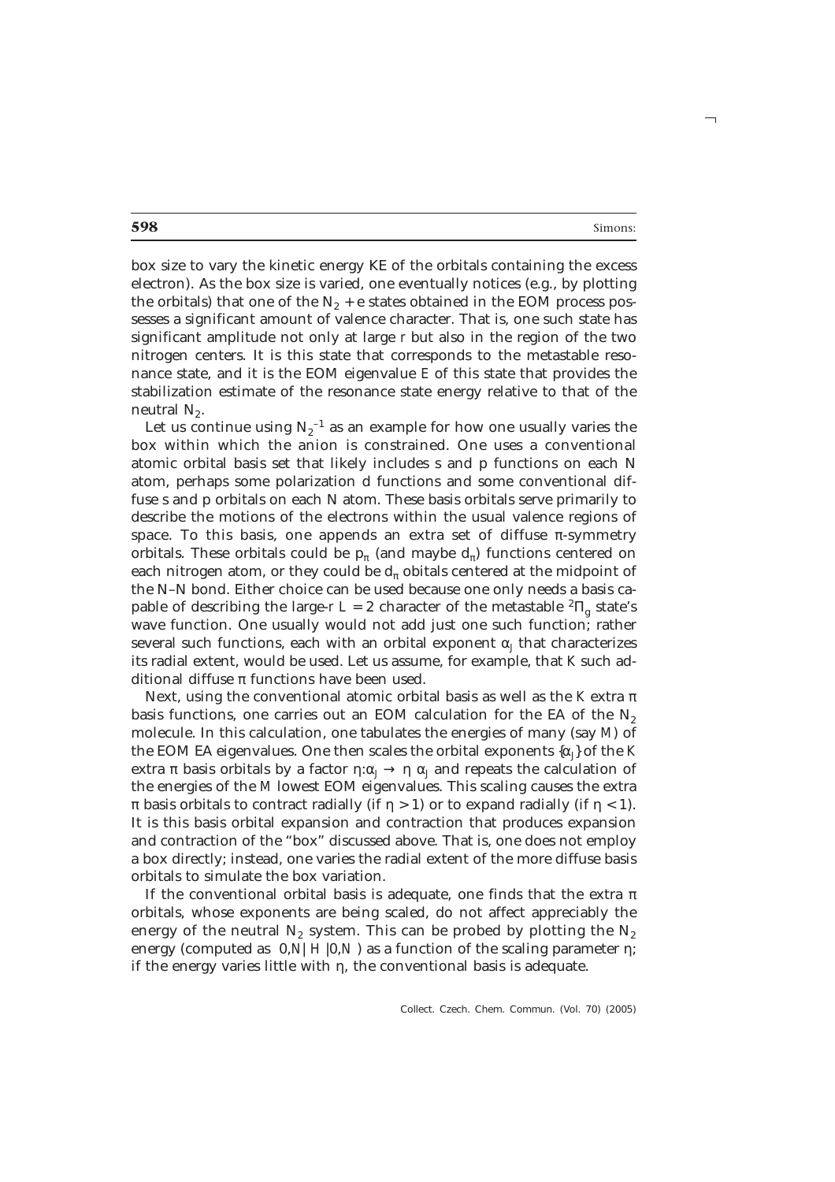box size to vary the kinetic energy KE of the orbitals containing the excess electron). As the box size is varied, one eventually notices (e.g., by plotting the orbitals) that one of the $N_2$ + e states obtained in the EOM process possesses a significant amount of valence character. That is, one such state has significant amplitude not only at large $r$ but also in the region of the two nitrogen centers. It is this state that corresponds to the metastable resonance state, and it is the EOM eigenvalue $E$ of this state that provides the stabilization estimate of the resonance state energy relative to that of the neutral $N_2$.

Let us continue using $N_2^{-1}$ as an example for how one usually varies the box within which the anion is constrained. One uses a conventional atomic orbital basis set that likely includes s and p functions on each N atom, perhaps some polarization d functions and some conventional diffuse s and p orbitals on each N atom. These basis orbitals serve primarily to describe the motions of the electrons within the usual valence regions of space. To this basis, one appends an extra set of diffuse π-symmetry orbitals. These orbitals could be $p_\pi$ (and maybe $d_\pi$) functions centered on each nitrogen atom, or they could be $d_\pi$ obitals centered at the midpoint of the N–N bond. Either choice can be used because one only needs a basis capable of describing the large-$r$ $L = 2$ character of the metastable $^2\Pi_g$ state's wave function. One usually would not add just one such function; rather several such functions, each with an orbital exponent $\alpha_J$ that characterizes its radial extent, would be used. Let us assume, for example, that $K$ such additional diffuse π functions have been used.

Next, using the conventional atomic orbital basis as well as the $K$ extra π basis functions, one carries out an EOM calculation for the EA of the $N_2$ molecule. In this calculation, one tabulates the energies of many (say $M$) of the EOM EA eigenvalues. One then scales the orbital exponents $\{\alpha_J\}$ of the $K$ extra π basis orbitals by a factor $\eta$: $\alpha_J \rightarrow \eta\, \alpha_J$ and repeats the calculation of the energies of the $M$ lowest EOM eigenvalues. This scaling causes the extra π basis orbitals to contract radially (if $\eta > 1$) or to expand radially (if $\eta < 1$). It is this basis orbital expansion and contraction that produces expansion and contraction of the "box" discussed above. That is, one does not employ a box directly; instead, one varies the radial extent of the more diffuse basis orbitals to simulate the box variation.

If the conventional orbital basis is adequate, one finds that the extra π orbitals, whose exponents are being scaled, do not affect appreciably the energy of the neutral $N_2$ system. This can be probed by plotting the $N_2$ energy (computed as $\langle 0,N|\, H\, |0,N\rangle$) as a function of the scaling parameter $\eta$; if the energy varies little with $\eta$, the conventional basis is adequate.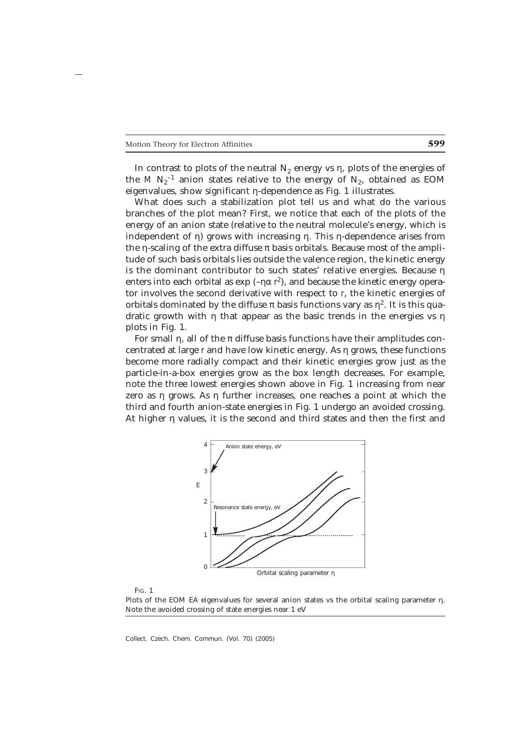In contrast to plots of the neutral $N_2$ energy vs η, plots of the energies of the M $N_2^{-1}$ anion states relative to the energy of $N_2$, obtained as EOM eigenvalues, show significant η-dependence as Fig. 1 illustrates.

What does such a stabilization plot tell us and what do the various branches of the plot mean? First, we notice that each of the plots of the energy of an anion state (relative to the neutral molecule's energy, which is independent of η) grows with increasing η. This η-dependence arises from the η-scaling of the extra diffuse π basis orbitals. Because most of the amplitude of such basis orbitals lies outside the valence region, the kinetic energy is the dominant contributor to such states' relative energies. Because η enters into each orbital as $\exp(-\eta\alpha r^2)$, and because the kinetic energy operator involves the second derivative with respect to $r$, the kinetic energies of orbitals dominated by the diffuse π basis functions vary as $\eta^2$. It is this quadratic growth with η that appear as the basic trends in the energies vs η plots in Fig. 1.

For small η, all of the π diffuse basis functions have their amplitudes concentrated at large $r$ and have low kinetic energy. As η grows, these functions become more radially compact and their kinetic energies grow just as the particle-in-a-box energies grow as the box length decreases. For example, note the three lowest energies shown above in Fig. 1 increasing from near zero as η grows. As η further increases, one reaches a point at which the third and fourth anion-state energies in Fig. 1 undergo an avoided crossing. At higher η values, it is the second and third states and then the first and

Fig. 1

Plots of the EOM EA eigenvalues for several anion states vs the orbital scaling parameter η. Note the avoided crossing of state energies near 1 eV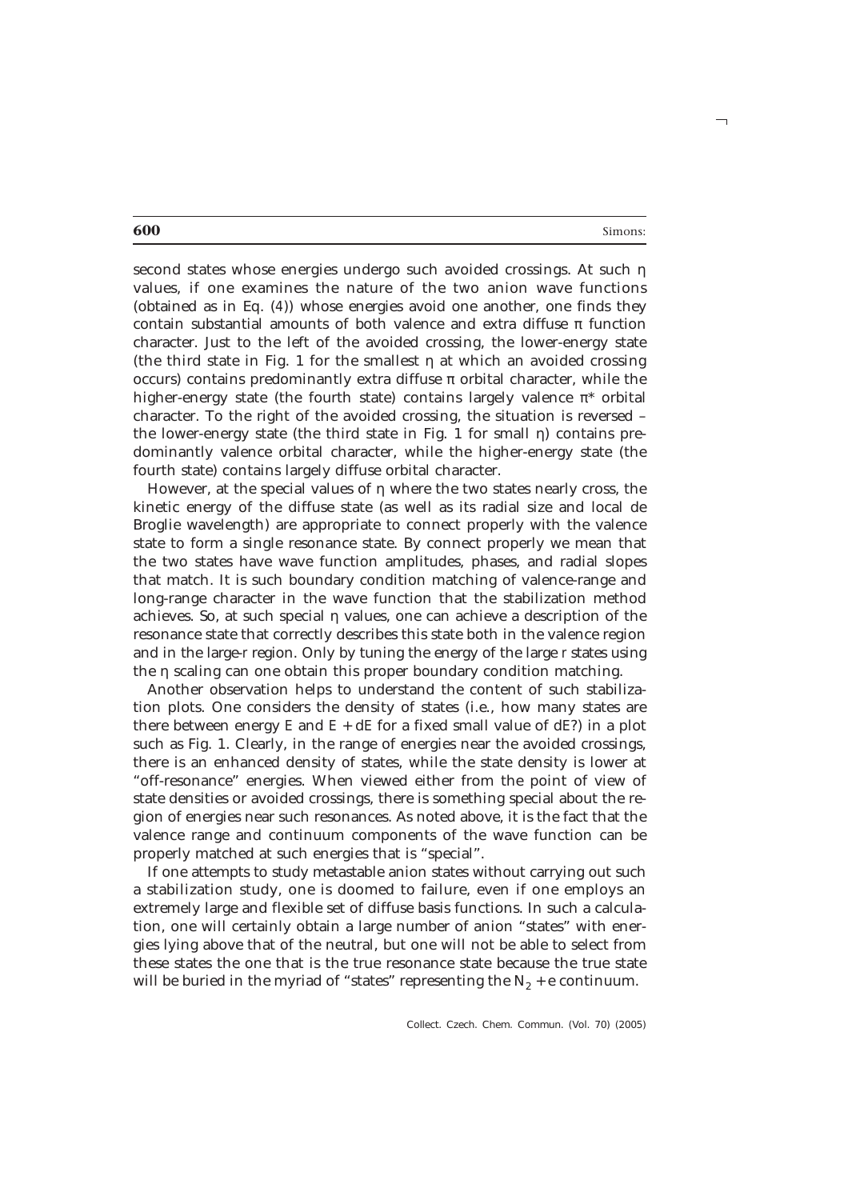second states whose energies undergo such avoided crossings. At such $\eta$ values, if one examines the nature of the two anion wave functions (obtained as in Eq. (4)) whose energies avoid one another, one finds they contain substantial amounts of both valence and extra diffuse $\pi$ function character. Just to the left of the avoided crossing, the lower-energy state (the third state in Fig. 1 for the smallest $\eta$ at which an avoided crossing occurs) contains predominantly extra diffuse $\pi$ orbital character, while the higher-energy state (the fourth state) contains largely valence $\pi^*$ orbital character. To the right of the avoided crossing, the situation is reversed – the lower-energy state (the third state in Fig. 1 for small $\eta$) contains predominantly valence orbital character, while the higher-energy state (the fourth state) contains largely diffuse orbital character.

However, at the special values of $\eta$ where the two states nearly cross, the kinetic energy of the diffuse state (as well as its radial size and local de Broglie wavelength) are appropriate to connect properly with the valence state to form a single resonance state. By connect properly we mean that the two states have wave function amplitudes, phases, and radial slopes that match. It is such boundary condition matching of valence-range and long-range character in the wave function that the stabilization method achieves. So, at such special $\eta$ values, one can achieve a description of the resonance state that correctly describes this state both in the valence region and in the large-$r$ region. Only by tuning the energy of the large $r$ states using the $\eta$ scaling can one obtain this proper boundary condition matching.

Another observation helps to understand the content of such stabilization plots. One considers the density of states (i.e., how many states are there between energy $E$ and $E + dE$ for a fixed small value of $dE$?) in a plot such as Fig. 1. Clearly, in the range of energies near the avoided crossings, there is an enhanced density of states, while the state density is lower at "off-resonance" energies. When viewed either from the point of view of state densities or avoided crossings, there is something special about the region of energies near such resonances. As noted above, it is the fact that the valence range and continuum components of the wave function can be properly matched at such energies that is "special".

If one attempts to study metastable anion states without carrying out such a stabilization study, one is doomed to failure, even if one employs an extremely large and flexible set of diffuse basis functions. In such a calculation, one will certainly obtain a large number of anion "states" with energies lying above that of the neutral, but one will not be able to select from these states the one that is the true resonance state because the true state will be buried in the myriad of "states" representing the $N_2$ + e continuum.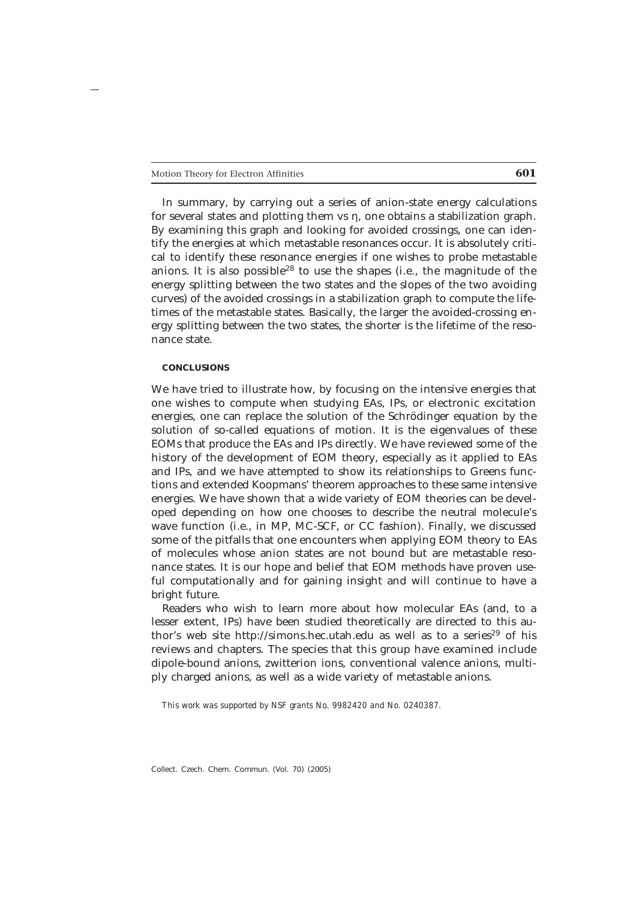In summary, by carrying out a series of anion-state energy calculations for several states and plotting them vs $\eta$, one obtains a stabilization graph. By examining this graph and looking for avoided crossings, one can identify the energies at which metastable resonances occur. It is absolutely critical to identify these resonance energies if one wishes to probe metastable anions. It is also possible[28] to use the shapes (i.e., the magnitude of the energy splitting between the two states and the slopes of the two avoiding curves) of the avoided crossings in a stabilization graph to compute the lifetimes of the metastable states. Basically, the larger the avoided-crossing energy splitting between the two states, the shorter is the lifetime of the resonance state.

## CONCLUSIONS

We have tried to illustrate how, by focusing on the intensive energies that one wishes to compute when studying EAs, IPs, or electronic excitation energies, one can replace the solution of the Schrödinger equation by the solution of so-called equations of motion. It is the eigenvalues of these EOMs that produce the EAs and IPs directly. We have reviewed some of the history of the development of EOM theory, especially as it applied to EAs and IPs, and we have attempted to show its relationships to Greens functions and extended Koopmans' theorem approaches to these same intensive energies. We have shown that a wide variety of EOM theories can be developed depending on how one chooses to describe the neutral molecule's wave function (i.e., in MP, MC-SCF, or CC fashion). Finally, we discussed some of the pitfalls that one encounters when applying EOM theory to EAs of molecules whose anion states are not bound but are metastable resonance states. It is our hope and belief that EOM methods have proven useful computationally and for gaining insight and will continue to have a bright future.

Readers who wish to learn more about how molecular EAs (and, to a lesser extent, IPs) have been studied theoretically are directed to this author's web site http://simons.hec.utah.edu as well as to a series[29] of his reviews and chapters. The species that this group have examined include dipole-bound anions, zwitterion ions, conventional valence anions, multiply charged anions, as well as a wide variety of metastable anions.

*This work was supported by NSF grants No. 9982420 and No. 0240387.*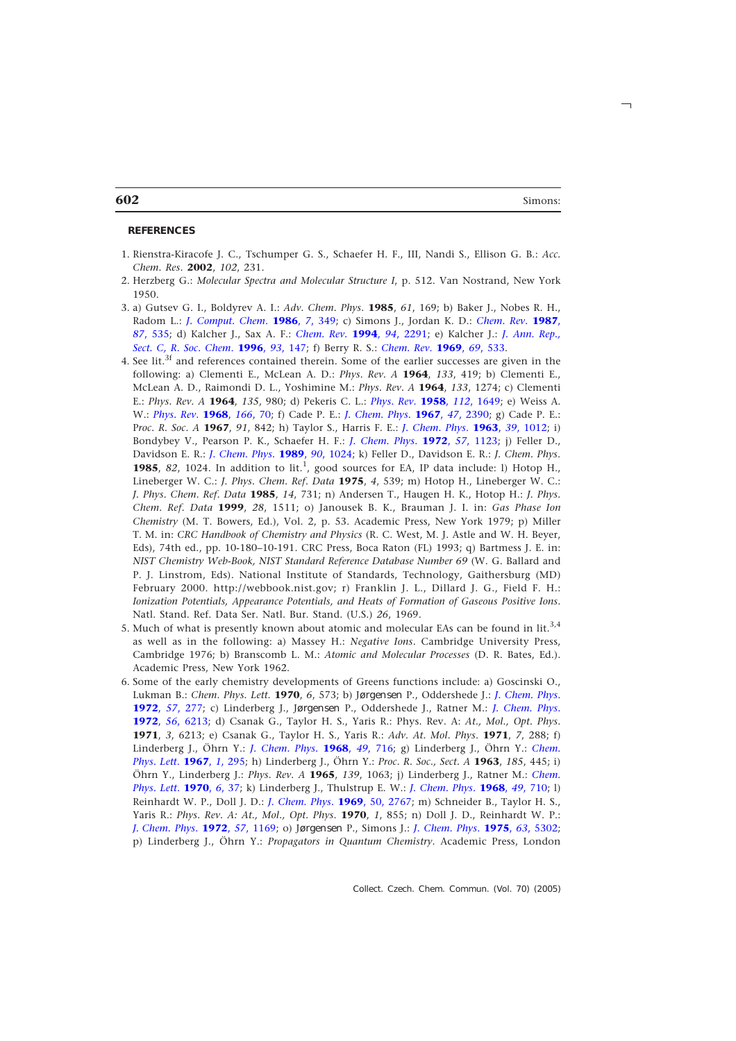## REFERENCES

1. Rienstra-Kiracofe J. C., Tschumper G. S., Schaefer H. F., III, Nandi S., Ellison G. B.: *Acc. Chem. Res.* **2002**, *102*, 231.
2. Herzberg G.: *Molecular Spectra and Molecular Structure I*, p. 512. Van Nostrand, New York 1950.
3. a) Gutsev G. I., Boldyrev A. I.: *Adv. Chem. Phys.* **1985**, *61*, 169; b) Baker J., Nobes R. H., Radom L.: *J. Comput. Chem.* **1986**, *7*, 349; c) Simons J., Jordan K. D.: *Chem. Rev.* **1987**, *87*, 535; d) Kalcher J., Sax A. F.: *Chem. Rev.* **1994**, *94*, 2291; e) Kalcher J.: *J. Ann. Rep., Sect. C, R. Soc. Chem.* **1996**, *93*, 147; f) Berry R. S.: *Chem. Rev.* **1969**, *69*, 533.
4. See lit.[3f] and references contained therein. Some of the earlier successes are given in the following: a) Clementi E., McLean A. D.: *Phys. Rev. A* **1964**, *133*, 419; b) Clementi E., McLean A. D., Raimondi D. L., Yoshimine M.: *Phys. Rev. A* **1964**, *133*, 1274; c) Clementi E.: *Phys. Rev. A* **1964**, *135*, 980; d) Pekeris C. L.: *Phys. Rev.* **1958**, *112*, 1649; e) Weiss A. W.: *Phys. Rev.* **1968**, *166*, 70; f) Cade P. E.: *J. Chem. Phys.* **1967**, *47*, 2390; g) Cade P. E.: *Proc. R. Soc. A* **1967**, *91*, 842; h) Taylor S., Harris F. E.: *J. Chem. Phys.* **1963**, *39*, 1012; i) Bondybey V., Pearson P. K., Schaefer H. F.: *J. Chem. Phys.* **1972**, *57*, 1123; j) Feller D., Davidson E. R.: *J. Chem. Phys.* **1989**, *90*, 1024; k) Feller D., Davidson E. R.: *J. Chem. Phys.* **1985**, *82*, 1024. In addition to lit.[1], good sources for EA, IP data include: l) Hotop H., Lineberger W. C.: *J. Phys. Chem. Ref. Data* **1975**, *4*, 539; m) Hotop H., Lineberger W. C.: *J. Phys. Chem. Ref. Data* **1985**, *14*, 731; n) Andersen T., Haugen H. K., Hotop H.: *J. Phys. Chem. Ref. Data* **1999**, *28*, 1511; o) Janousek B. K., Brauman J. I. in: *Gas Phase Ion Chemistry* (M. T. Bowers, Ed.), Vol. 2, p. 53. Academic Press, New York 1979; p) Miller T. M. in: *CRC Handbook of Chemistry and Physics* (R. C. West, M. J. Astle and W. H. Beyer, Eds), 74th ed., pp. 10-180–10-191. CRC Press, Boca Raton (FL) 1993; q) Bartmess J. E. in: *NIST Chemistry Web-Book, NIST Standard Reference Database Number 69* (W. G. Ballard and P. J. Linstrom, Eds). National Institute of Standards, Technology, Gaithersburg (MD) February 2000. http://webbook.nist.gov; r) Franklin J. L., Dillard J. G., Field F. H.: *Ionization Potentials, Appearance Potentials, and Heats of Formation of Gaseous Positive Ions*. Natl. Stand. Ref. Data Ser. Natl. Bur. Stand. (U.S.) *26*, 1969.
5. Much of what is presently known about atomic and molecular EAs can be found in lit.[3,4] as well as in the following: a) Massey H.: *Negative Ions*. Cambridge University Press, Cambridge 1976; b) Branscomb L. M.: *Atomic and Molecular Processes* (D. R. Bates, Ed.). Academic Press, New York 1962.
6. Some of the early chemistry developments of Greens functions include: a) Goscinski O., Lukman B.: *Chem. Phys. Lett.* **1970**, *6*, 573; b) Jørgensen P., Oddershede J.: *J. Chem. Phys.* **1972**, *57*, 277; c) Linderberg J., Jørgensen P., Oddershede J., Ratner M.: *J. Chem. Phys.* **1972**, *56*, 6213; d) Csanak G., Taylor H. S., Yaris R.: Phys. Rev. A: *At., Mol., Opt. Phys.* **1971**, *3*, 6213; e) Csanak G., Taylor H. S., Yaris R.: *Adv. At. Mol. Phys.* **1971**, *7*, 288; f) Linderberg J., Öhrn Y.: *J. Chem. Phys.* **1968**, *49*, 716; g) Linderberg J., Öhrn Y.: *Chem. Phys. Lett.* **1967**, *1*, 295; h) Linderberg J., Öhrn Y.: *Proc. R. Soc., Sect. A* **1963**, *185*, 445; i) Öhrn Y., Linderberg J.: *Phys. Rev. A* **1965**, *139*, 1063; j) Linderberg J., Ratner M.: *Chem. Phys. Lett.* **1970**, *6*, 37; k) Linderberg J., Thulstrup E. W.: *J. Chem. Phys.* **1968**, *49*, 710; l) Reinhardt W. P., Doll J. D.: *J. Chem. Phys.* **1969**, *50*, 2767; m) Schneider B., Taylor H. S., Yaris R.: *Phys. Rev. A: At., Mol., Opt. Phys.* **1970**, *1*, 855; n) Doll J. D., Reinhardt W. P.: *J. Chem. Phys.* **1972**, *57*, 1169; o) Jørgensen P., Simons J.: *J. Chem. Phys.* **1975**, *63*, 5302; p) Linderberg J., Öhrn Y.: *Propagators in Quantum Chemistry*. Academic Press, London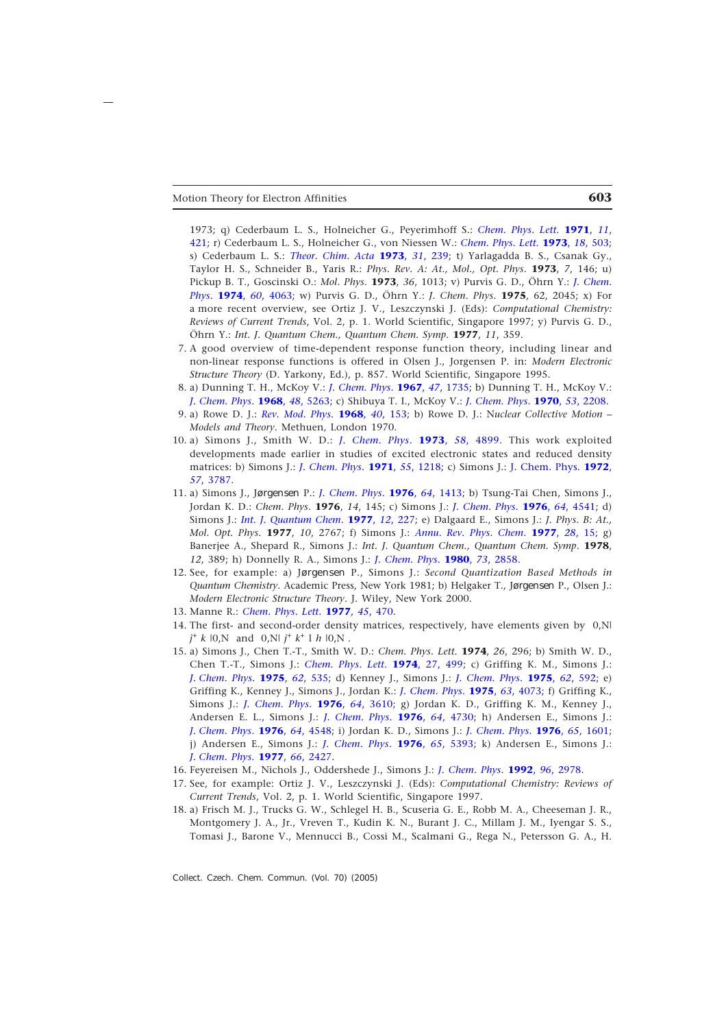1973; q) Cederbaum L. S., Holneicher G., Peyerimhoff S.: *Chem. Phys. Lett.* **1971**, *11*, 421; r) Cederbaum L. S., Holneicher G., von Niessen W.: *Chem. Phys. Lett.* **1973**, *18*, 503; s) Cederbaum L. S.: *Theor. Chim. Acta* **1973**, *31*, 239; t) Yarlagadda B. S., Csanak Gy., Taylor H. S., Schneider B., Yaris R.: *Phys. Rev. A: At., Mol., Opt. Phys.* **1973**, *7*, 146; u) Pickup B. T., Goscinski O.: *Mol. Phys.* **1973**, *36*, 1013; v) Purvis G. D., Öhrn Y.: *J. Chem. Phys.* **1974**, *60*, 4063; w) Purvis G. D., Öhrn Y.: *J. Chem. Phys.* **1975**, 62, 2045; x) For a more recent overview, see Ortiz J. V., Leszczynski J. (Eds): *Computational Chemistry: Reviews of Current Trends*, Vol. 2, p. 1. World Scientific, Singapore 1997; y) Purvis G. D., Öhrn Y.: *Int. J. Quantum Chem., Quantum Chem. Symp.* **1977**, *11*, 359.

7. A good overview of time-dependent response function theory, including linear and non-linear response functions is offered in Olsen J., Jorgensen P. in: *Modern Electronic Structure Theory* (D. Yarkony, Ed.), p. 857. World Scientific, Singapore 1995.
8. a) Dunning T. H., McKoy V.: *J. Chem. Phys.* **1967**, *47*, 1735; b) Dunning T. H., McKoy V.: *J. Chem. Phys.* **1968**, *48*, 5263; c) Shibuya T. I., McKoy V.: *J. Chem. Phys.* **1970**, *53*, 2208.
9. a) Rowe D. J.: *Rev. Mod. Phys.* **1968**, *40*, 153; b) Rowe D. J.: N*uclear Collective Motion – Models and Theory*. Methuen, London 1970.
10. a) Simons J., Smith W. D.: *J. Chem. Phys.* **1973**, *58*, 4899. This work exploited developments made earlier in studies of excited electronic states and reduced density matrices: b) Simons J.: *J. Chem. Phys.* **1971**, *55*, 1218; c) Simons J.: J. Chem. Phys. **1972**, *57*, 3787.
11. a) Simons J., Jørgensen P.: *J. Chem. Phys.* **1976**, *64*, 1413; b) Tsung-Tai Chen, Simons J., Jordan K. D.: *Chem. Phys.* **1976**, *14*, 145; c) Simons J.: *J. Chem. Phys.* **1976**, *64*, 4541; d) Simons J.: *Int. J. Quantum Chem.* **1977**, *12*, 227; e) Dalgaard E., Simons J.: *J. Phys. B: At., Mol. Opt. Phys.* **1977**, *10*, 2767; f) Simons J.: *Annu. Rev. Phys. Chem.* **1977**, *28*, 15; g) Banerjee A., Shepard R., Simons J.: *Int. J. Quantum Chem., Quantum Chem. Symp.* **1978**, *12*, 389; h) Donnelly R. A., Simons J.: *J. Chem. Phys.* **1980**, *73*, 2858.
12. See, for example: a) Jørgensen P., Simons J.: *Second Quantization Based Methods in Quantum Chemistry*. Academic Press, New York 1981; b) Helgaker T., Jørgensen P., Olsen J.: *Modern Electronic Structure Theory*. J. Wiley, New York 2000.
13. Manne R.: *Chem. Phys. Lett.* **1977**, *45*, 470.
14. The first- and second-order density matrices, respectively, have elements given by 0,N| $j^+$ $k$ |0,N and 0,N| $j^+$ $k^+$ l $h$ |0,N .
15. a) Simons J., Chen T.-T., Smith W. D.: *Chem. Phys. Lett.* **1974**, *26*, 296; b) Smith W. D., Chen T.-T., Simons J.: *Chem. Phys. Lett.* **1974**, *27*, 499; c) Griffing K. M., Simons J.: *J. Chem. Phys.* **1975**, *62*, 535; d) Kenney J., Simons J.: *J. Chem. Phys.* **1975**, *62*, 592; e) Griffing K., Kenney J., Simons J., Jordan K.: *J. Chem. Phys.* **1975**, *63*, 4073; f) Griffing K., Simons J.: *J. Chem. Phys.* **1976**, *64*, 3610; g) Jordan K. D., Griffing K. M., Kenney J., Andersen E. L., Simons J.: *J. Chem. Phys.* **1976**, *64*, 4730; h) Andersen E., Simons J.: *J. Chem. Phys.* **1976**, *64*, 4548; i) Jordan K. D., Simons J.: *J. Chem. Phys.* **1976**, *65*, 1601; j) Andersen E., Simons J.: *J. Chem. Phys.* **1976**, *65*, 5393; k) Andersen E., Simons J.: *J. Chem. Phys.* **1977**, *66*, 2427.
16. Feyereisen M., Nichols J., Oddershede J., Simons J.: *J. Chem. Phys.* **1992**, *96*, 2978.
17. See, for example: Ortiz J. V., Leszczynski J. (Eds): *Computational Chemistry: Reviews of Current Trends*, Vol. 2, p. 1. World Scientific, Singapore 1997.
18. a) Frisch M. J., Trucks G. W., Schlegel H. B., Scuseria G. E., Robb M. A., Cheeseman J. R., Montgomery J. A., Jr., Vreven T., Kudin K. N., Burant J. C., Millam J. M., Iyengar S. S., Tomasi J., Barone V., Mennucci B., Cossi M., Scalmani G., Rega N., Petersson G. A., H.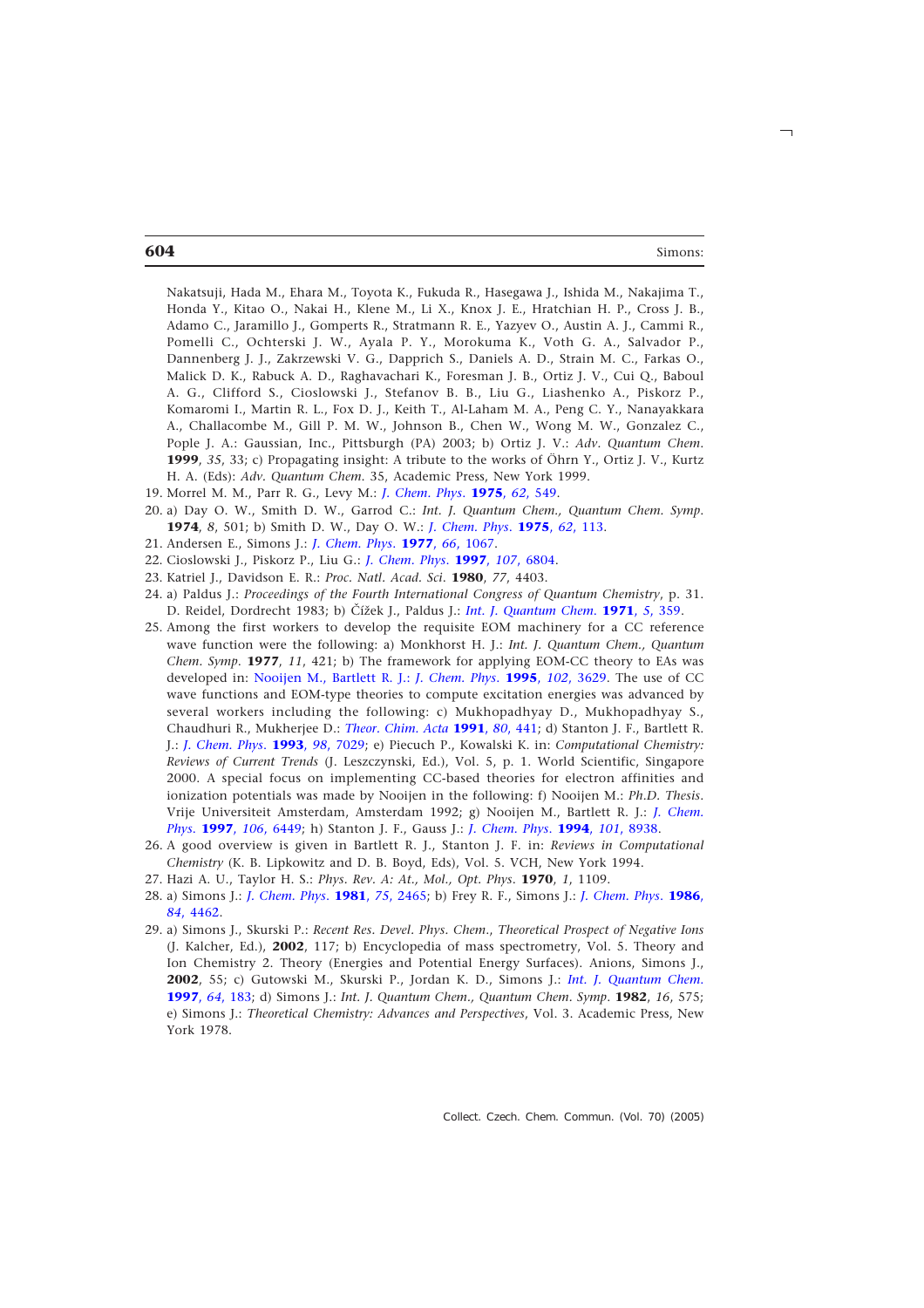Nakatsuji, Hada M., Ehara M., Toyota K., Fukuda R., Hasegawa J., Ishida M., Nakajima T., Honda Y., Kitao O., Nakai H., Klene M., Li X., Knox J. E., Hratchian H. P., Cross J. B., Adamo C., Jaramillo J., Gomperts R., Stratmann R. E., Yazyev O., Austin A. J., Cammi R., Pomelli C., Ochterski J. W., Ayala P. Y., Morokuma K., Voth G. A., Salvador P., Dannenberg J. J., Zakrzewski V. G., Dapprich S., Daniels A. D., Strain M. C., Farkas O., Malick D. K., Rabuck A. D., Raghavachari K., Foresman J. B., Ortiz J. V., Cui Q., Baboul A. G., Clifford S., Cioslowski J., Stefanov B. B., Liu G., Liashenko A., Piskorz P., Komaromi I., Martin R. L., Fox D. J., Keith T., Al-Laham M. A., Peng C. Y., Nanayakkara A., Challacombe M., Gill P. M. W., Johnson B., Chen W., Wong M. W., Gonzalez C., Pople J. A.: Gaussian, Inc., Pittsburgh (PA) 2003; b) Ortiz J. V.: *Adv. Quantum Chem.* **1999**, *35*, 33; c) Propagating insight: A tribute to the works of Öhrn Y., Ortiz J. V., Kurtz H. A. (Eds): *Adv. Quantum Chem.* 35, Academic Press, New York 1999.

19. Morrel M. M., Parr R. G., Levy M.: *J. Chem. Phys.* **1975**, *62*, 549.
20. a) Day O. W., Smith D. W., Garrod C.: *Int. J. Quantum Chem., Quantum Chem. Symp.* **1974**, *8*, 501; b) Smith D. W., Day O. W.: *J. Chem. Phys.* **1975**, *62*, 113.
21. Andersen E., Simons J.: *J. Chem. Phys.* **1977**, *66*, 1067.
22. Cioslowski J., Piskorz P., Liu G.: *J. Chem. Phys.* **1997**, *107*, 6804.
23. Katriel J., Davidson E. R.: *Proc. Natl. Acad. Sci.* **1980**, *77*, 4403.
24. a) Paldus J.: *Proceedings of the Fourth International Congress of Quantum Chemistry*, p. 31. D. Reidel, Dordrecht 1983; b) Čížek J., Paldus J.: *Int. J. Quantum Chem.* **1971**, *5*, 359.
25. Among the first workers to develop the requisite EOM machinery for a CC reference wave function were the following: a) Monkhorst H. J.: *Int. J. Quantum Chem., Quantum Chem. Symp.* **1977**, *11*, 421; b) The framework for applying EOM-CC theory to EAs was developed in: Nooijen M., Bartlett R. J.: *J. Chem. Phys.* **1995**, *102*, 3629. The use of CC wave functions and EOM-type theories to compute excitation energies was advanced by several workers including the following: c) Mukhopadhyay D., Mukhopadhyay S., Chaudhuri R., Mukherjee D.: *Theor. Chim. Acta* **1991**, *80*, 441; d) Stanton J. F., Bartlett R. J.: *J. Chem. Phys.* **1993**, *98*, 7029; e) Piecuch P., Kowalski K. in: *Computational Chemistry: Reviews of Current Trends* (J. Leszczynski, Ed.), Vol. 5, p. 1. World Scientific, Singapore 2000. A special focus on implementing CC-based theories for electron affinities and ionization potentials was made by Nooijen in the following: f) Nooijen M.: *Ph.D. Thesis*. Vrije Universiteit Amsterdam, Amsterdam 1992; g) Nooijen M., Bartlett R. J.: *J. Chem. Phys.* **1997**, *106*, 6449; h) Stanton J. F., Gauss J.: *J. Chem. Phys.* **1994**, *101*, 8938.
26. A good overview is given in Bartlett R. J., Stanton J. F. in: *Reviews in Computational Chemistry* (K. B. Lipkowitz and D. B. Boyd, Eds), Vol. 5. VCH, New York 1994.
27. Hazi A. U., Taylor H. S.: *Phys. Rev. A: At., Mol., Opt. Phys.* **1970**, *1*, 1109.
28. a) Simons J.: *J. Chem. Phys.* **1981**, *75*, 2465; b) Frey R. F., Simons J.: *J. Chem. Phys.* **1986**, *84*, 4462.
29. a) Simons J., Skurski P.: *Recent Res. Devel. Phys. Chem., Theoretical Prospect of Negative Ions* (J. Kalcher, Ed.), **2002**, 117; b) Encyclopedia of mass spectrometry, Vol. 5. Theory and Ion Chemistry 2. Theory (Energies and Potential Energy Surfaces). Anions, Simons J., **2002**, 55; c) Gutowski M., Skurski P., Jordan K. D., Simons J.: *Int. J. Quantum Chem.* **1997**, *64*, 183; d) Simons J.: *Int. J. Quantum Chem., Quantum Chem. Symp.* **1982**, *16*, 575; e) Simons J.: *Theoretical Chemistry: Advances and Perspectives*, Vol. 3. Academic Press, New York 1978.